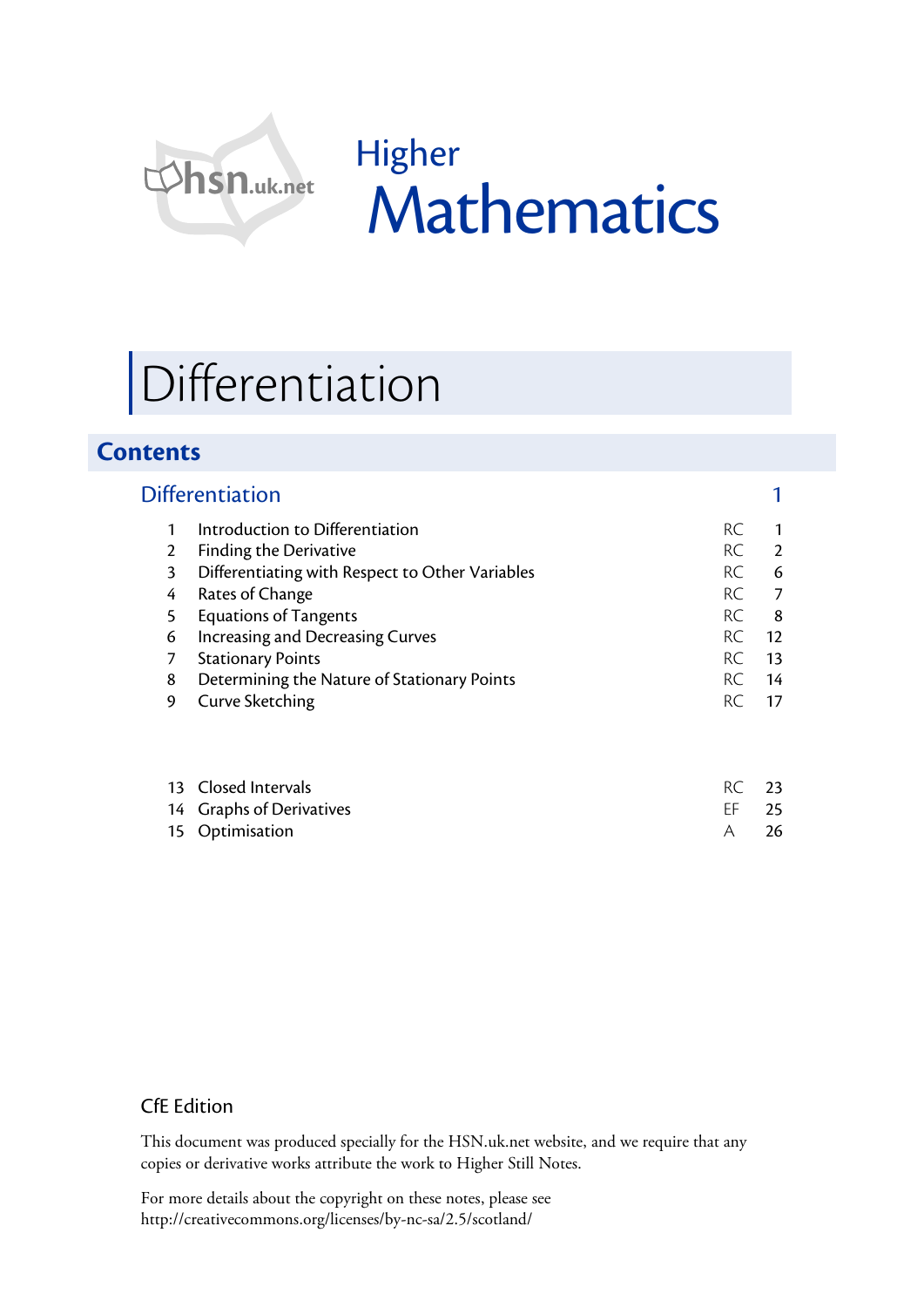hsn.uk.net

Higher

# Mathematics

# Differentiation

## Contents

### Differentiation 1

| | | | |
|---|---|---|---|
| 1 | Introduction to Differentiation | RC | 1 |
| 2 | Finding the Derivative | RC | 2 |
| 3 | Differentiating with Respect to Other Variables | RC | 6 |
| 4 | Rates of Change | RC | 7 |
| 5 | Equations of Tangents | RC | 8 |
| 6 | Increasing and Decreasing Curves | RC | 12 |
| 7 | Stationary Points | RC | 13 |
| 8 | Determining the Nature of Stationary Points | RC | 14 |
| 9 | Curve Sketching | RC | 17 |
| 13 | Closed Intervals | RC | 23 |
| 14 | Graphs of Derivatives | EF | 25 |
| 15 | Optimisation | A | 26 |

CfE Edition

This document was produced specially for the HSN.uk.net website, and we require that any copies or derivative works attribute the work to Higher Still Notes.

For more details about the copyright on these notes, please see http://creativecommons.org/licenses/by-nc-sa/2.5/scotland/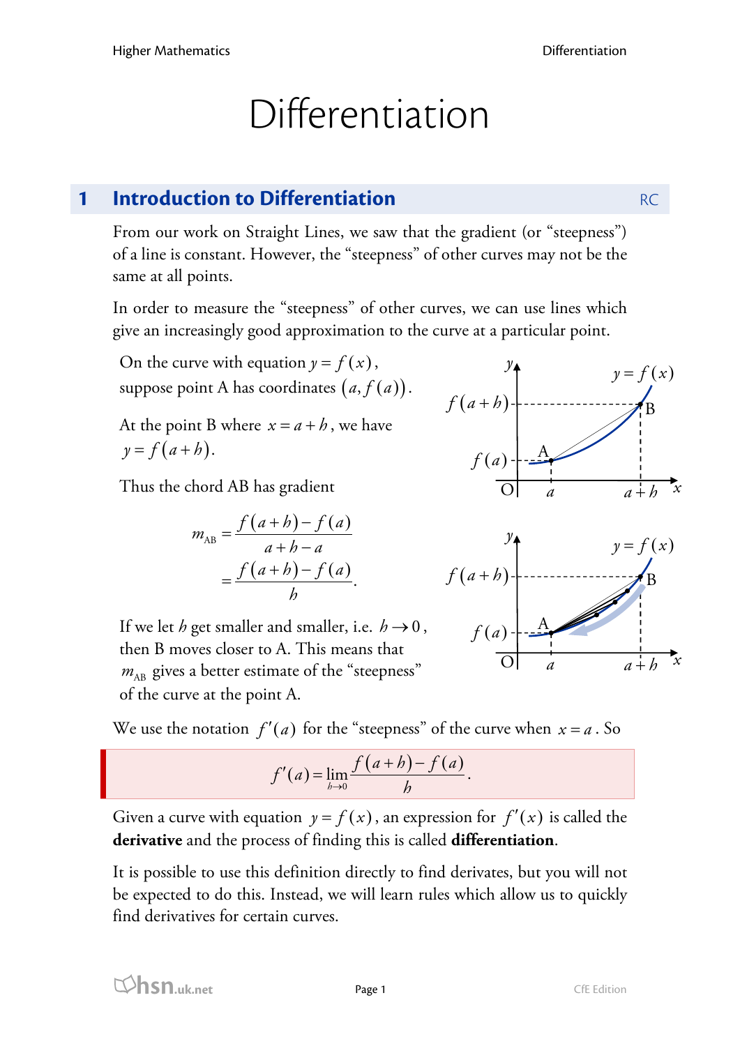# Differentiation

## 1 Introduction to Differentiation

From our work on Straight Lines, we saw that the gradient (or "steepness") of a line is constant. However, the "steepness" of other curves may not be the same at all points.

In order to measure the "steepness" of other curves, we can use lines which give an increasingly good approximation to the curve at a particular point.

On the curve with equation $y = f(x)$, suppose point A has coordinates $(a, f(a))$.

At the point B where $x = a + h$, we have $y = f(a+h)$.

Thus the chord AB has gradient

$$m_{AB} = \frac{f(a+h) - f(a)}{a+h-a} = \frac{f(a+h) - f(a)}{h}.$$

If we let $h$ get smaller and smaller, i.e. $h \to 0$, then B moves closer to A. This means that $m_{AB}$ gives a better estimate of the "steepness" of the curve at the point A.

We use the notation $f'(a)$ for the "steepness" of the curve when $x = a$. So

$$f'(a) = \lim_{h \to 0} \frac{f(a+h) - f(a)}{h}.$$

Given a curve with equation $y = f(x)$, an expression for $f'(x)$ is called the **derivative** and the process of finding this is called **differentiation**.

It is possible to use this definition directly to find derivates, but you will not be expected to do this. Instead, we will learn rules which allow us to quickly find derivatives for certain curves.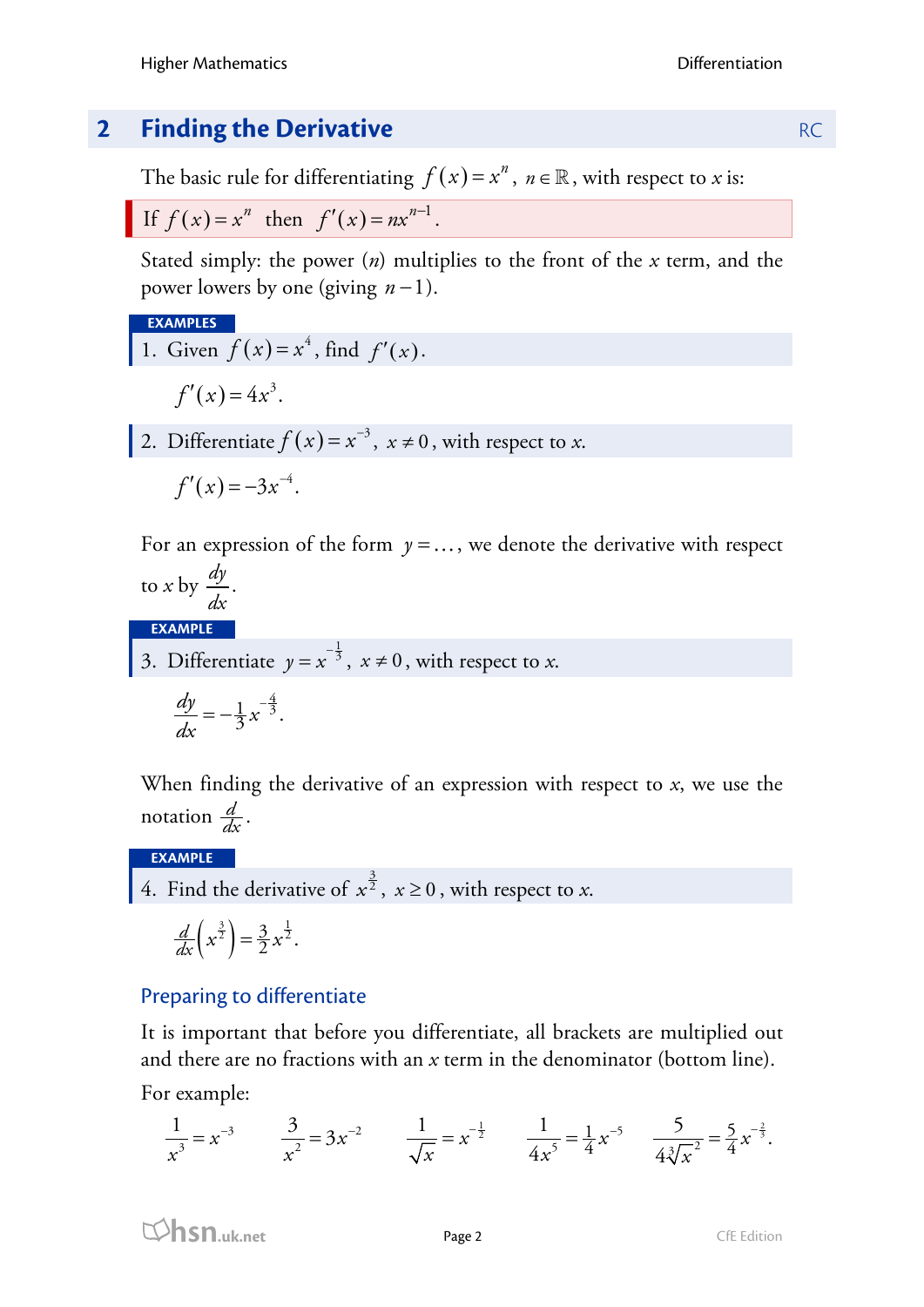## 2 Finding the Derivative

RC

The basic rule for differentiating $f(x) = x^n$, $n \in \mathbb{R}$, with respect to $x$ is:

If $f(x) = x^n$ then $f'(x) = nx^{n-1}$.

Stated simply: the power ($n$) multiplies to the front of the $x$ term, and the power lowers by one (giving $n-1$).

**EXAMPLES**

1. Given $f(x) = x^4$, find $f'(x)$.

$$f'(x) = 4x^3.$$

2. Differentiate $f(x) = x^{-3}$, $x \neq 0$, with respect to $x$.

$$f'(x) = -3x^{-4}.$$

For an expression of the form $y = \ldots$, we denote the derivative with respect to $x$ by $\frac{dy}{dx}$.

**EXAMPLE**

3. Differentiate $y = x^{-\frac{1}{3}}$, $x \neq 0$, with respect to $x$.

$$\frac{dy}{dx} = -\tfrac{1}{3}x^{-\frac{4}{3}}.$$

When finding the derivative of an expression with respect to $x$, we use the notation $\frac{d}{dx}$.

**EXAMPLE**

4. Find the derivative of $x^{\frac{3}{2}}$, $x \geq 0$, with respect to $x$.

$$\tfrac{d}{dx}\left(x^{\frac{3}{2}}\right) = \tfrac{3}{2}x^{\frac{1}{2}}.$$

### Preparing to differentiate

It is important that before you differentiate, all brackets are multiplied out and there are no fractions with an $x$ term in the denominator (bottom line).

For example:

$$\frac{1}{x^3} = x^{-3} \qquad \frac{3}{x^2} = 3x^{-2} \qquad \frac{1}{\sqrt{x}} = x^{-\frac{1}{2}} \qquad \frac{1}{4x^5} = \tfrac{1}{4}x^{-5} \qquad \frac{5}{4\sqrt[3]{x}^2} = \tfrac{5}{4}x^{-\frac{2}{3}}.$$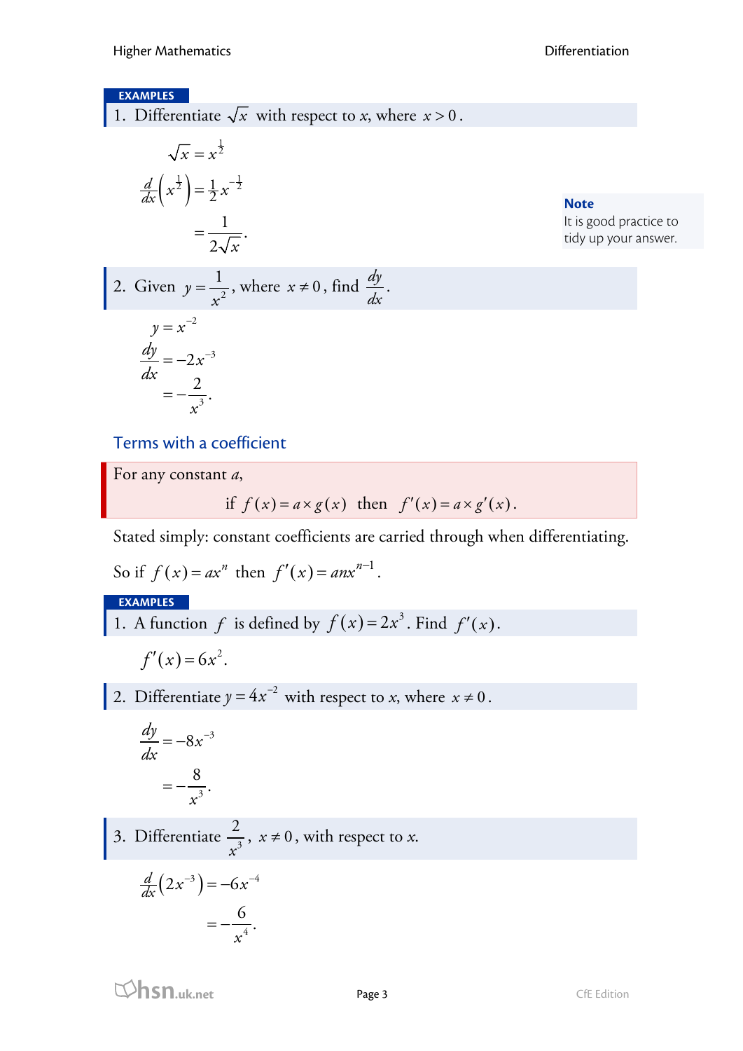**EXAMPLES**

1. Differentiate $\sqrt{x}$ with respect to *x*, where $x > 0$.

$$\sqrt{x} = x^{\frac{1}{2}}$$

$$\frac{d}{dx}\left(x^{\frac{1}{2}}\right) = \tfrac{1}{2}x^{-\frac{1}{2}}$$

$$= \frac{1}{2\sqrt{x}}.$$

**Note**
It is good practice to tidy up your answer.

2. Given $y = \dfrac{1}{x^2}$, where $x \neq 0$, find $\dfrac{dy}{dx}$.

$$y = x^{-2}$$

$$\frac{dy}{dx} = -2x^{-3}$$

$$= -\frac{2}{x^3}.$$

## Terms with a coefficient

For any constant *a*,

$$\text{if } f(x) = a \times g(x) \text{ then } f'(x) = a \times g'(x).$$

Stated simply: constant coefficients are carried through when differentiating.

So if $f(x) = ax^n$ then $f'(x) = anx^{n-1}$.

**EXAMPLES**

1. A function $f$ is defined by $f(x) = 2x^3$. Find $f'(x)$.

$$f'(x) = 6x^2.$$

2. Differentiate $y = 4x^{-2}$ with respect to *x*, where $x \neq 0$.

$$\frac{dy}{dx} = -8x^{-3}$$

$$= -\frac{8}{x^3}.$$

3. Differentiate $\dfrac{2}{x^3}$, $x \neq 0$, with respect to *x*.

$$\frac{d}{dx}\left(2x^{-3}\right) = -6x^{-4}$$

$$= -\frac{6}{x^4}.$$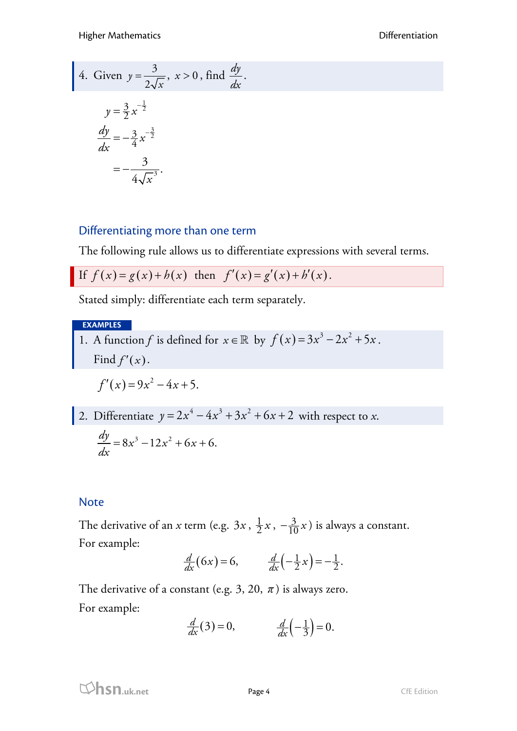4. Given $y = \dfrac{3}{2\sqrt{x}}$, $x > 0$, find $\dfrac{dy}{dx}$.

$$
\begin{aligned}
y &= \tfrac{3}{2} x^{-\frac{1}{2}} \\
\frac{dy}{dx} &= -\tfrac{3}{4} x^{-\frac{3}{2}} \\
&= -\frac{3}{4\sqrt{x}^3}.
\end{aligned}
$$

## Differentiating more than one term

The following rule allows us to differentiate expressions with several terms.

If $f(x) = g(x) + h(x)$ then $f'(x) = g'(x) + h'(x)$.

Stated simply: differentiate each term separately.

**EXAMPLES**

1. A function $f$ is defined for $x \in \mathbb{R}$ by $f(x) = 3x^3 - 2x^2 + 5x$. Find $f'(x)$.

$$f'(x) = 9x^2 - 4x + 5.$$

2. Differentiate $y = 2x^4 - 4x^3 + 3x^2 + 6x + 2$ with respect to *x*.

$$\frac{dy}{dx} = 8x^3 - 12x^2 + 6x + 6.$$

## Note

The derivative of an *x* term (e.g. $3x$, $\tfrac{1}{2}x$, $-\tfrac{3}{10}x$) is always a constant. For example:

$$\tfrac{d}{dx}(6x) = 6, \qquad \tfrac{d}{dx}\left(-\tfrac{1}{2}x\right) = -\tfrac{1}{2}.$$

The derivative of a constant (e.g. 3, 20, $\pi$) is always zero. For example:

$$\tfrac{d}{dx}(3) = 0, \qquad \tfrac{d}{dx}\left(-\tfrac{1}{3}\right) = 0.$$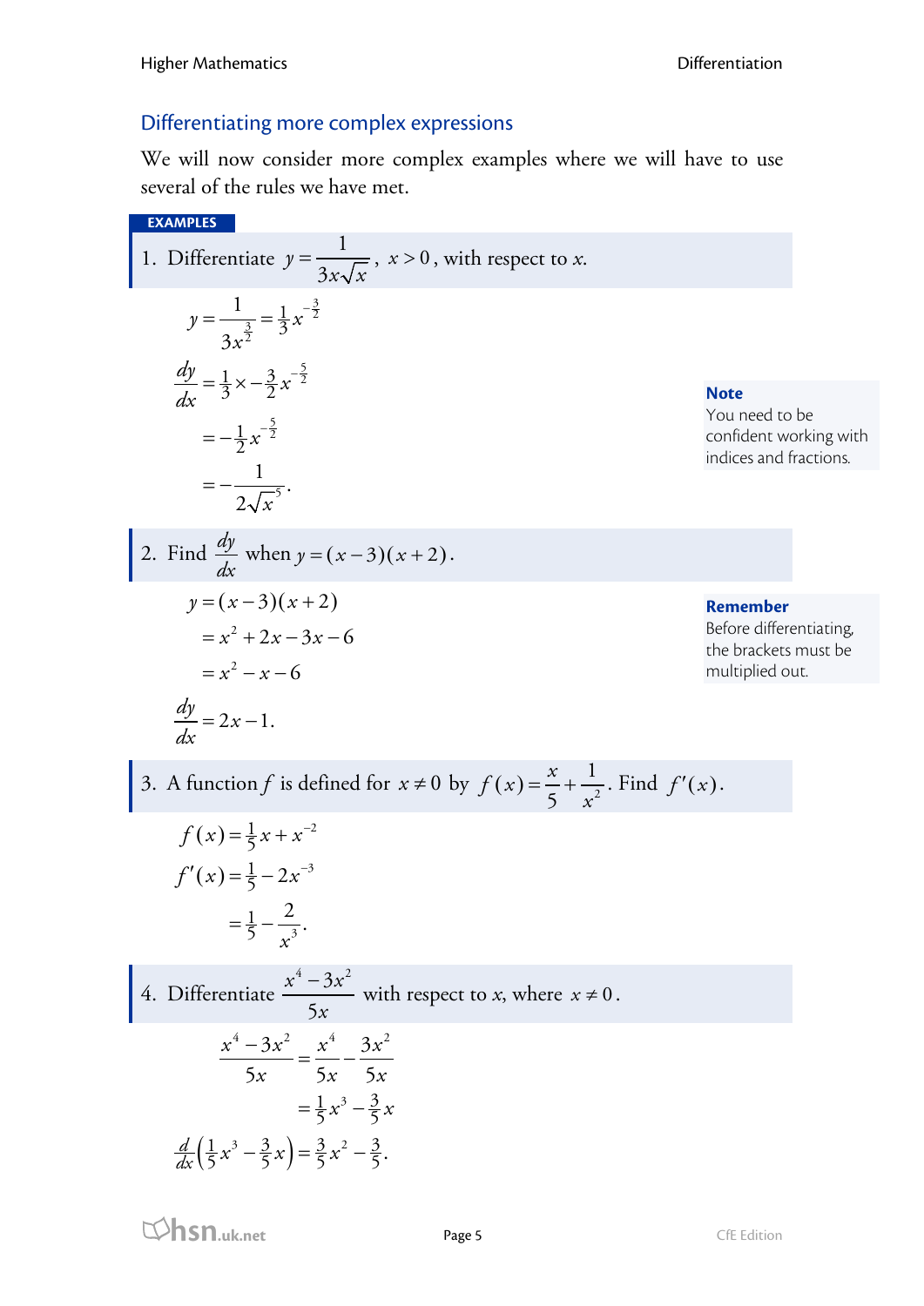## Differentiating more complex expressions

We will now consider more complex examples where we will have to use several of the rules we have met.

**EXAMPLES**

1. Differentiate $y = \dfrac{1}{3x\sqrt{x}}$, $x > 0$, with respect to $x$.

$$y = \frac{1}{3x^{\frac{3}{2}}} = \tfrac{1}{3}x^{-\frac{3}{2}}$$

$$\frac{dy}{dx} = \tfrac{1}{3} \times -\tfrac{3}{2}x^{-\frac{5}{2}}$$

$$= -\tfrac{1}{2}x^{-\frac{5}{2}}$$

$$= -\frac{1}{2\sqrt{x}^{5}}.$$

**Note**
You need to be confident working with indices and fractions.

2. Find $\dfrac{dy}{dx}$ when $y = (x-3)(x+2)$.

$$y = (x-3)(x+2)$$

$$= x^2 + 2x - 3x - 6$$

$$= x^2 - x - 6$$

$$\frac{dy}{dx} = 2x - 1.$$

**Remember**
Before differentiating, the brackets must be multiplied out.

3. A function $f$ is defined for $x \neq 0$ by $f(x) = \dfrac{x}{5} + \dfrac{1}{x^2}$. Find $f'(x)$.

$$f(x) = \tfrac{1}{5}x + x^{-2}$$

$$f'(x) = \tfrac{1}{5} - 2x^{-3}$$

$$= \tfrac{1}{5} - \frac{2}{x^3}.$$

4. Differentiate $\dfrac{x^4 - 3x^2}{5x}$ with respect to $x$, where $x \neq 0$.

$$\frac{x^4 - 3x^2}{5x} = \frac{x^4}{5x} - \frac{3x^2}{5x}$$

$$= \tfrac{1}{5}x^3 - \tfrac{3}{5}x$$

$$\frac{d}{dx}\left(\tfrac{1}{5}x^3 - \tfrac{3}{5}x\right) = \tfrac{3}{5}x^2 - \tfrac{3}{5}.$$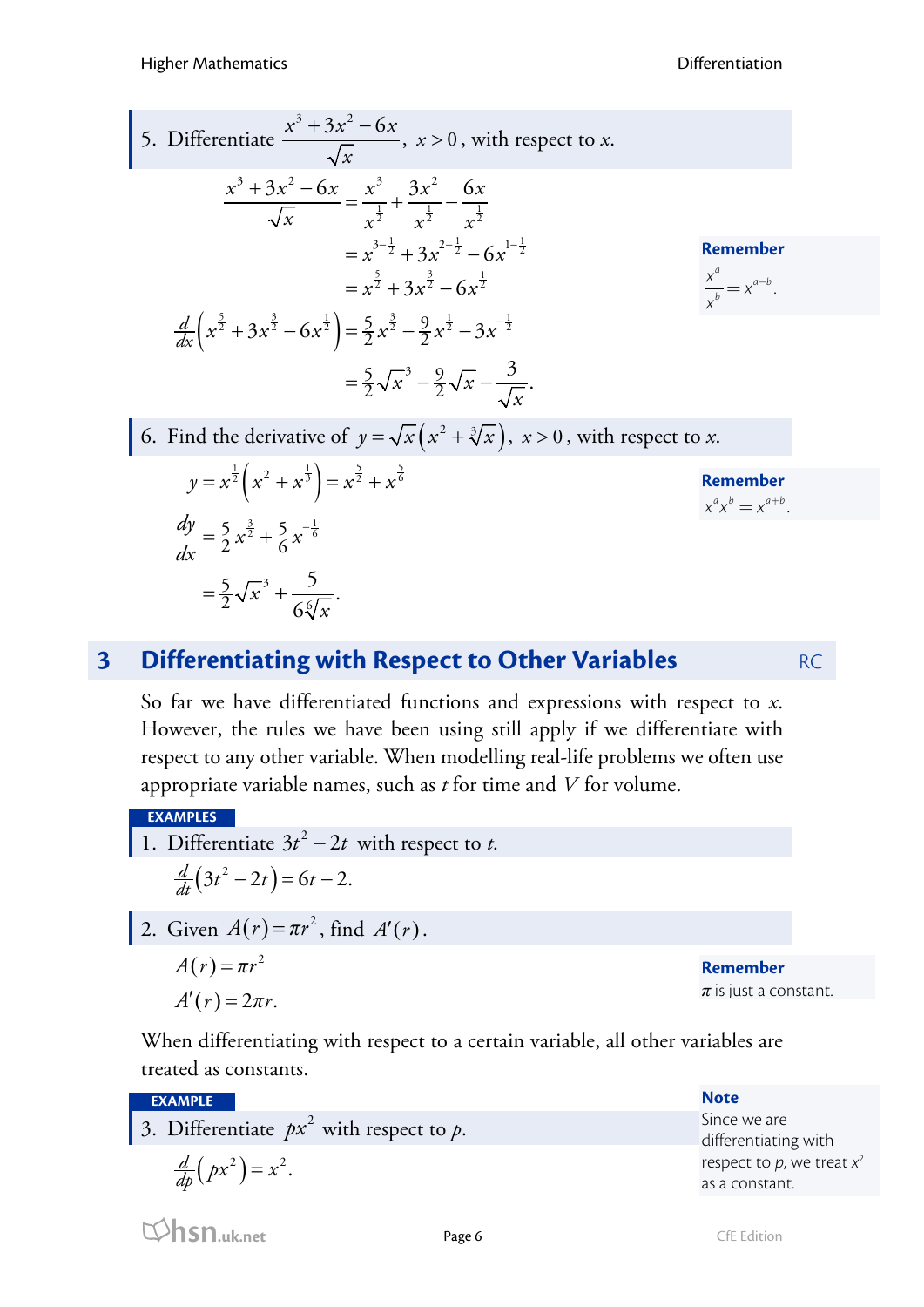5. Differentiate $\dfrac{x^3+3x^2-6x}{\sqrt{x}}$, $x>0$, with respect to $x$.

$$\frac{x^3+3x^2-6x}{\sqrt{x}} = \frac{x^3}{x^{\frac{1}{2}}}+\frac{3x^2}{x^{\frac{1}{2}}}-\frac{6x}{x^{\frac{1}{2}}}$$
$$= x^{3-\frac{1}{2}}+3x^{2-\frac{1}{2}}-6x^{1-\frac{1}{2}}$$
$$= x^{\frac{5}{2}}+3x^{\frac{3}{2}}-6x^{\frac{1}{2}}$$

**Remember**
$\dfrac{x^a}{x^b}=x^{a-b}$.

$$\frac{d}{dx}\left(x^{\frac{5}{2}}+3x^{\frac{3}{2}}-6x^{\frac{1}{2}}\right)=\frac{5}{2}x^{\frac{3}{2}}-\frac{9}{2}x^{\frac{1}{2}}-3x^{-\frac{1}{2}}$$
$$=\frac{5}{2}\sqrt{x}^3-\frac{9}{2}\sqrt{x}-\frac{3}{\sqrt{x}}.$$

6. Find the derivative of $y=\sqrt{x}\left(x^2+\sqrt[3]{x}\right)$, $x>0$, with respect to $x$.

$$y=x^{\frac{1}{2}}\left(x^2+x^{\frac{1}{3}}\right)=x^{\frac{5}{2}}+x^{\frac{5}{6}}$$

**Remember**
$x^a x^b = x^{a+b}$.

$$\frac{dy}{dx}=\frac{5}{2}x^{\frac{3}{2}}+\frac{5}{6}x^{-\frac{1}{6}}$$
$$=\frac{5}{2}\sqrt{x}^3+\frac{5}{6\sqrt[6]{x}}.$$

## 3 Differentiating with Respect to Other Variables

RC

So far we have differentiated functions and expressions with respect to $x$. However, the rules we have been using still apply if we differentiate with respect to any other variable. When modelling real-life problems we often use appropriate variable names, such as $t$ for time and $V$ for volume.

**EXAMPLES**

1. Differentiate $3t^2-2t$ with respect to $t$.

$$\frac{d}{dt}\left(3t^2-2t\right)=6t-2.$$

2. Given $A(r)=\pi r^2$, find $A'(r)$.

$$A(r)=\pi r^2$$
$$A'(r)=2\pi r.$$

**Remember**
$\pi$ is just a constant.

When differentiating with respect to a certain variable, all other variables are treated as constants.

**EXAMPLE**

3. Differentiate $px^2$ with respect to $p$.

$$\frac{d}{dp}\left(px^2\right)=x^2.$$

**Note**
Since we are differentiating with respect to $p$, we treat $x^2$ as a constant.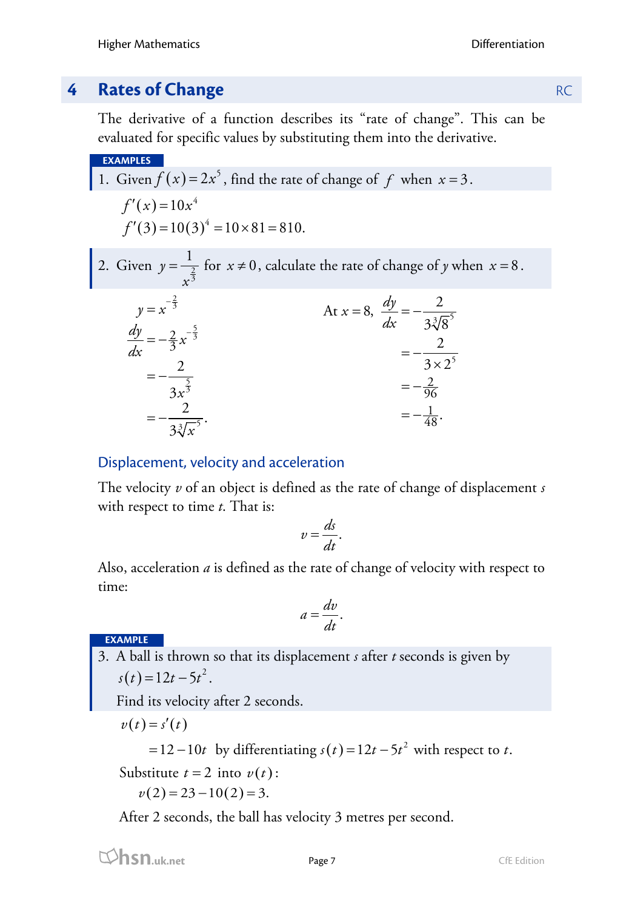## 4 Rates of Change

The derivative of a function describes its "rate of change". This can be evaluated for specific values by substituting them into the derivative.

**EXAMPLES**

1. Given $f(x) = 2x^5$, find the rate of change of $f$ when $x = 3$.

$$f'(x) = 10x^4$$
$$f'(3) = 10(3)^4 = 10 \times 81 = 810.$$

2. Given $y = \frac{1}{x^{\frac{2}{3}}}$ for $x \neq 0$, calculate the rate of change of $y$ when $x = 8$.

$$y = x^{-\frac{2}{3}}$$
$$\frac{dy}{dx} = -\tfrac{2}{3}x^{-\frac{5}{3}}$$
$$= -\frac{2}{3x^{\frac{5}{3}}}$$
$$= -\frac{2}{3\sqrt[3]{x}^5}.$$

At $x = 8$,
$$\frac{dy}{dx} = -\frac{2}{3\sqrt[3]{8}^5}$$
$$= -\frac{2}{3 \times 2^5}$$
$$= -\tfrac{2}{96}$$
$$= -\tfrac{1}{48}.$$

### Displacement, velocity and acceleration

The velocity $v$ of an object is defined as the rate of change of displacement $s$ with respect to time $t$. That is:

$$v = \frac{ds}{dt}.$$

Also, acceleration $a$ is defined as the rate of change of velocity with respect to time:

$$a = \frac{dv}{dt}.$$

**EXAMPLE**

3. A ball is thrown so that its displacement $s$ after $t$ seconds is given by $s(t) = 12t - 5t^2$.

   Find its velocity after 2 seconds.

$v(t) = s'(t)$

$\quad = 12 - 10t$ by differentiating $s(t) = 12t - 5t^2$ with respect to $t$.

Substitute $t = 2$ into $v(t)$:

$v(2) = 23 - 10(2) = 3.$

After 2 seconds, the ball has velocity 3 metres per second.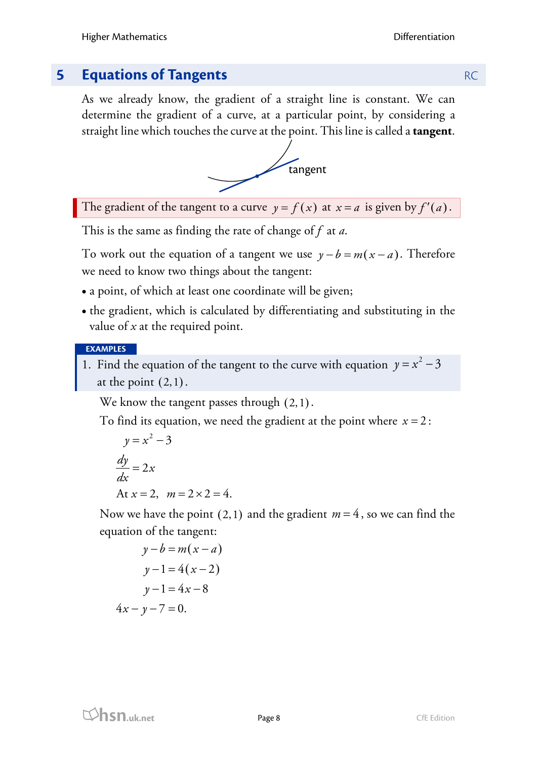## 5 Equations of Tangents

RC

As we already know, the gradient of a straight line is constant. We can determine the gradient of a curve, at a particular point, by considering a straight line which touches the curve at the point. This line is called a **tangent**.

tangent

The gradient of the tangent to a curve $y = f(x)$ at $x = a$ is given by $f'(a)$.

This is the same as finding the rate of change of $f$ at $a$.

To work out the equation of a tangent we use $y - b = m(x - a)$. Therefore we need to know two things about the tangent:

- a point, of which at least one coordinate will be given;
- the gradient, which is calculated by differentiating and substituting in the value of $x$ at the required point.

**EXAMPLES**

1. Find the equation of the tangent to the curve with equation $y = x^2 - 3$ at the point $(2, 1)$.

We know the tangent passes through $(2, 1)$.

To find its equation, we need the gradient at the point where $x = 2$:

$$y = x^2 - 3$$

$$\frac{dy}{dx} = 2x$$

At $x = 2$, $m = 2 \times 2 = 4$.

Now we have the point $(2, 1)$ and the gradient $m = 4$, so we can find the equation of the tangent:

$$y - b = m(x - a)$$

$$y - 1 = 4(x - 2)$$

$$y - 1 = 4x - 8$$

$$4x - y - 7 = 0.$$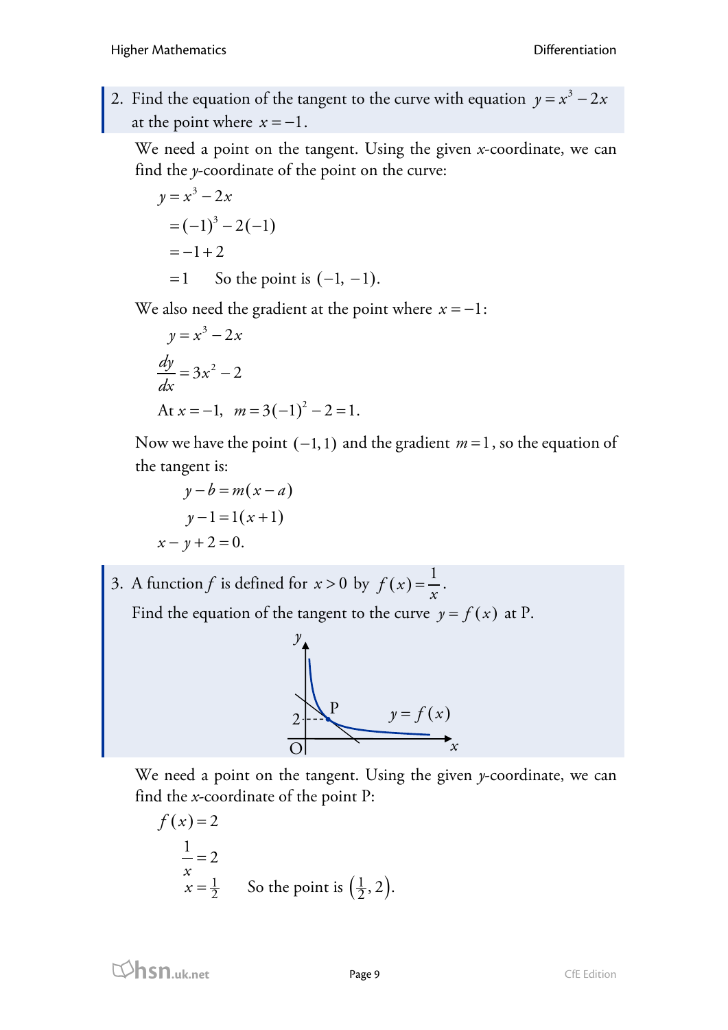2. Find the equation of the tangent to the curve with equation $y = x^3 - 2x$ at the point where $x = -1$.

We need a point on the tangent. Using the given *x*-coordinate, we can find the *y*-coordinate of the point on the curve:

$$
\begin{aligned}
y &= x^3 - 2x \\
&= (-1)^3 - 2(-1) \\
&= -1 + 2 \\
&= 1 \qquad \text{So the point is } (-1, -1).
\end{aligned}
$$

We also need the gradient at the point where $x = -1$:

$$y = x^3 - 2x$$

$$\frac{dy}{dx} = 3x^2 - 2$$

At $x = -1$, $m = 3(-1)^2 - 2 = 1$.

Now we have the point $(-1, 1)$ and the gradient $m = 1$, so the equation of the tangent is:

$$
\begin{aligned}
y - b &= m(x - a) \\
y - 1 &= 1(x + 1) \\
x - y + 2 &= 0.
\end{aligned}
$$

3. A function $f$ is defined for $x > 0$ by $f(x) = \frac{1}{x}$.

Find the equation of the tangent to the curve $y = f(x)$ at P.

We need a point on the tangent. Using the given *y*-coordinate, we can find the *x*-coordinate of the point P:

$$
\begin{aligned}
f(x) &= 2 \\
\frac{1}{x} &= 2 \\
x &= \tfrac{1}{2} \qquad \text{So the point is } \left(\tfrac{1}{2}, 2\right).
\end{aligned}
$$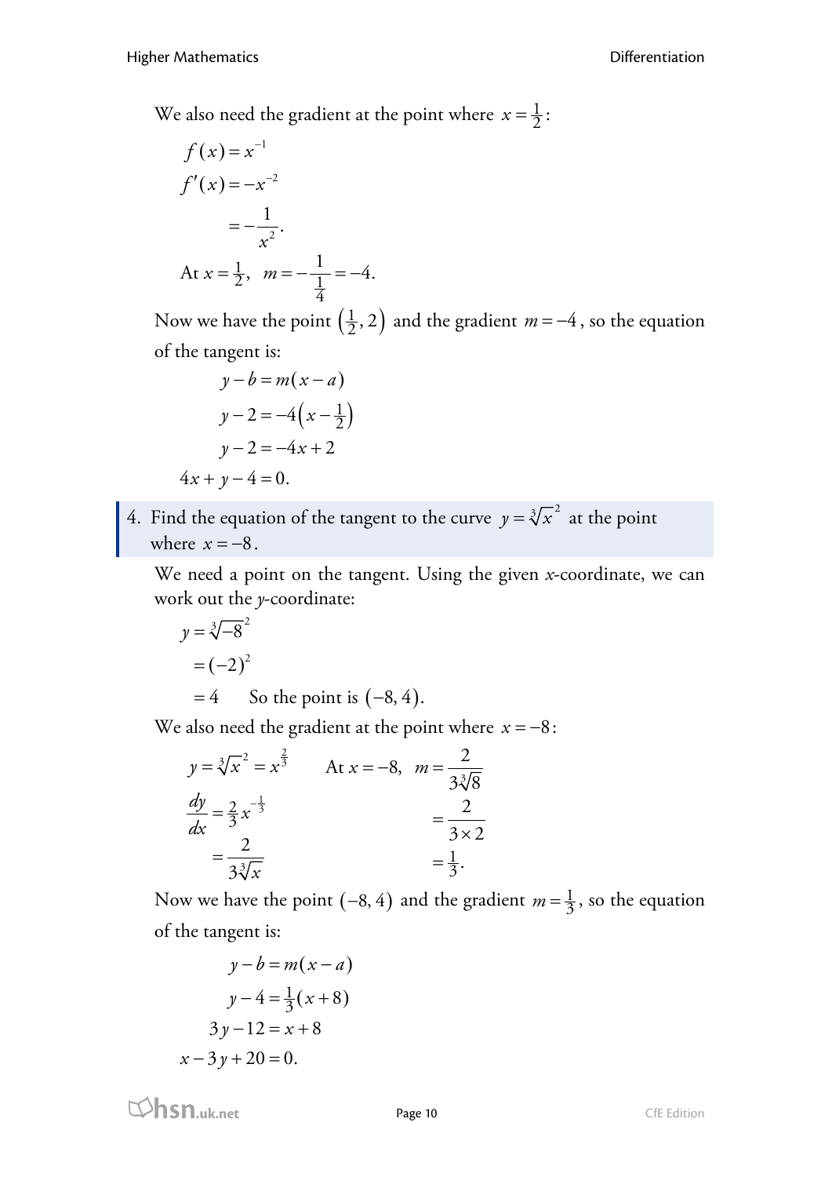We also need the gradient at the point where $x = \frac{1}{2}$:

$$
\begin{aligned}
f(x) &= x^{-1} \\
f'(x) &= -x^{-2} \\
&= -\frac{1}{x^2}.
\end{aligned}
$$

At $x = \frac{1}{2}$, $m = -\frac{1}{\frac{1}{4}} = -4.$

Now we have the point $\left(\frac{1}{2}, 2\right)$ and the gradient $m = -4$, so the equation of the tangent is:

$$
\begin{aligned}
y - b &= m(x - a) \\
y - 2 &= -4\left(x - \tfrac{1}{2}\right) \\
y - 2 &= -4x + 2 \\
4x + y - 4 &= 0.
\end{aligned}
$$

4. Find the equation of the tangent to the curve $y = \sqrt[3]{x}^2$ at the point where $x = -8$.

We need a point on the tangent. Using the given *x*-coordinate, we can work out the *y*-coordinate:

$$
\begin{aligned}
y &= \sqrt[3]{-8}^2 \\
&= (-2)^2 \\
&= 4 \qquad \text{So the point is } (-8, 4).
\end{aligned}
$$

We also need the gradient at the point where $x = -8$:

$$
\begin{aligned}
y &= \sqrt[3]{x}^2 = x^{\frac{2}{3}} \\
\frac{dy}{dx} &= \tfrac{2}{3}x^{-\frac{1}{3}} \\
&= \frac{2}{3\sqrt[3]{x}}
\end{aligned}
$$

$$
\begin{aligned}
\text{At } x = -8, \quad m &= \frac{2}{3\sqrt[3]{8}} \\
&= \frac{2}{3 \times 2} \\
&= \tfrac{1}{3}.
\end{aligned}
$$

Now we have the point $(-8, 4)$ and the gradient $m = \frac{1}{3}$, so the equation of the tangent is:

$$
\begin{aligned}
y - b &= m(x - a) \\
y - 4 &= \tfrac{1}{3}(x + 8) \\
3y - 12 &= x + 8 \\
x - 3y + 20 &= 0.
\end{aligned}
$$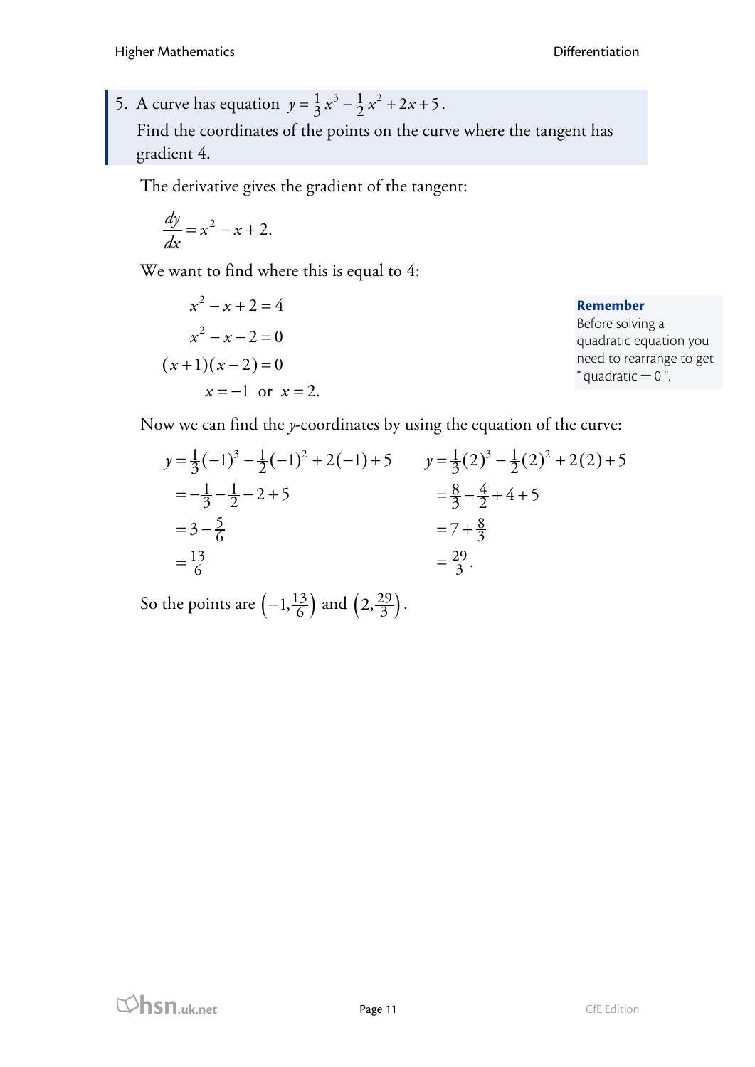5. A curve has equation $y = \frac{1}{3}x^3 - \frac{1}{2}x^2 + 2x + 5$.

Find the coordinates of the points on the curve where the tangent has gradient 4.

The derivative gives the gradient of the tangent:

$$\frac{dy}{dx} = x^2 - x + 2.$$

We want to find where this is equal to 4:

$$\begin{aligned}
x^2 - x + 2 &= 4 \\
x^2 - x - 2 &= 0 \\
(x+1)(x-2) &= 0 \\
x = -1 \text{ or } x &= 2.
\end{aligned}$$

**Remember**
Before solving a quadratic equation you need to rearrange to get "quadratic $= 0$".

Now we can find the $y$-coordinates by using the equation of the curve:

$$\begin{aligned}
y &= \tfrac{1}{3}(-1)^3 - \tfrac{1}{2}(-1)^2 + 2(-1) + 5 \\
&= -\tfrac{1}{3} - \tfrac{1}{2} - 2 + 5 \\
&= 3 - \tfrac{5}{6} \\
&= \tfrac{13}{6}
\end{aligned}$$

$$\begin{aligned}
y &= \tfrac{1}{3}(2)^3 - \tfrac{1}{2}(2)^2 + 2(2) + 5 \\
&= \tfrac{8}{3} - \tfrac{4}{2} + 4 + 5 \\
&= 7 + \tfrac{8}{3} \\
&= \tfrac{29}{3}.
\end{aligned}$$

So the points are $\left(-1, \frac{13}{6}\right)$ and $\left(2, \frac{29}{3}\right)$.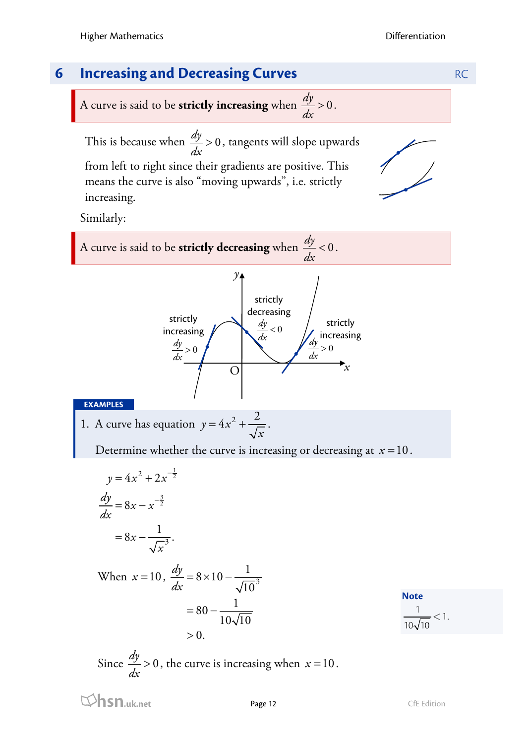## 6 Increasing and Decreasing Curves

RC

A curve is said to be **strictly increasing** when $\frac{dy}{dx} > 0$.

This is because when $\frac{dy}{dx} > 0$, tangents will slope upwards from left to right since their gradients are positive. This means the curve is also "moving upwards", i.e. strictly increasing.

Similarly:

A curve is said to be **strictly decreasing** when $\frac{dy}{dx} < 0$.

strictly increasing $\frac{dy}{dx} > 0$

strictly decreasing $\frac{dy}{dx} < 0$

strictly increasing $\frac{dy}{dx} > 0$

**EXAMPLES**

1. A curve has equation $y = 4x^2 + \frac{2}{\sqrt{x}}$.

   Determine whether the curve is increasing or decreasing at $x = 10$.

$$y = 4x^2 + 2x^{-\frac{1}{2}}$$

$$\frac{dy}{dx} = 8x - x^{-\frac{3}{2}}$$

$$= 8x - \frac{1}{\sqrt{x}^3}.$$

When $x = 10$, 

$$\frac{dy}{dx} = 8 \times 10 - \frac{1}{\sqrt{10}^3}$$

$$= 80 - \frac{1}{10\sqrt{10}}$$

$$> 0.$$

Since $\frac{dy}{dx} > 0$, the curve is increasing when $x = 10$.

**Note**

$\frac{1}{10\sqrt{10}} < 1.$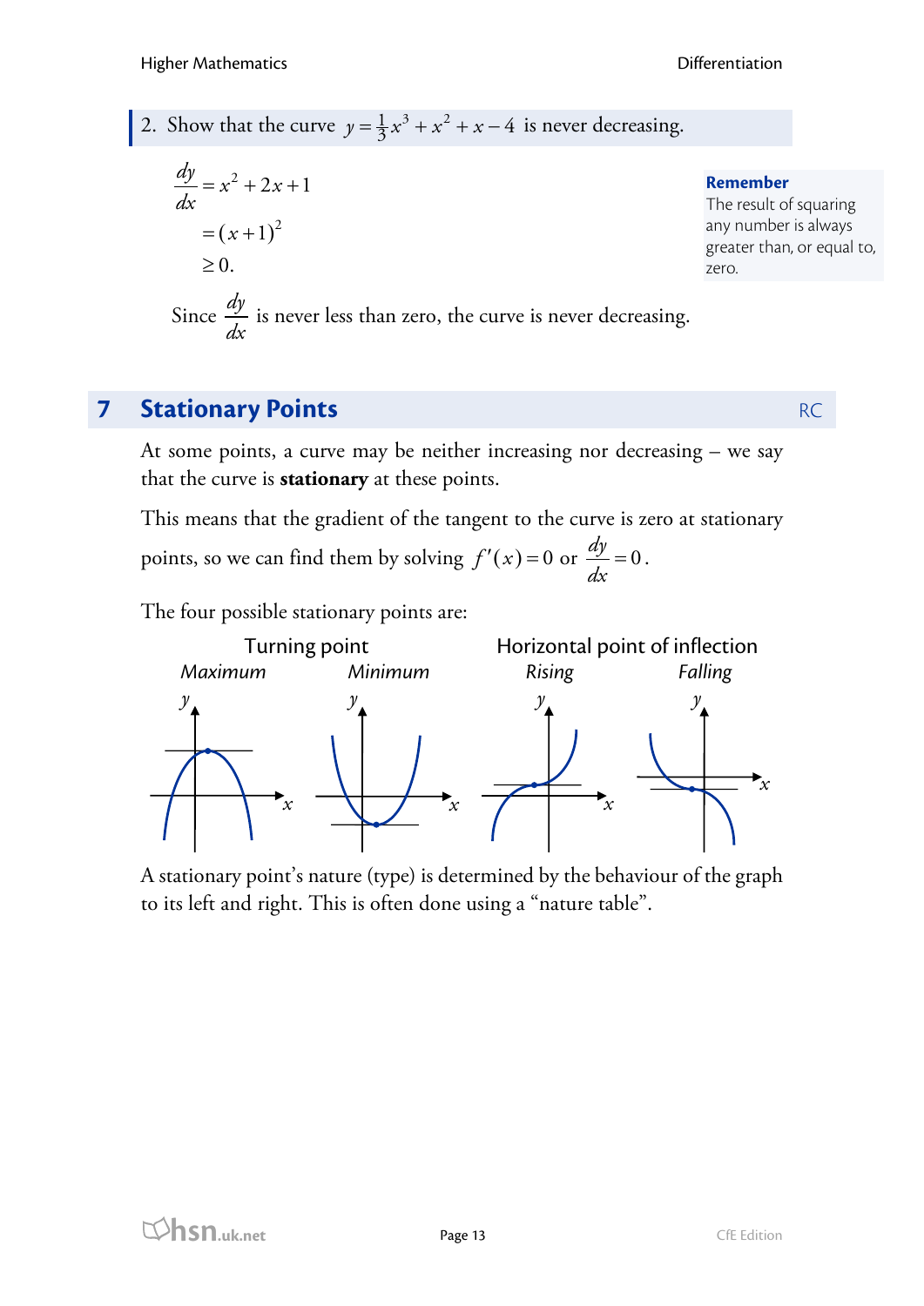2. Show that the curve $y = \frac{1}{3}x^3 + x^2 + x - 4$ is never decreasing.

$$\begin{aligned}\frac{dy}{dx} &= x^2 + 2x + 1 \\ &= (x+1)^2 \\ &\geq 0.\end{aligned}$$

**Remember**
The result of squaring any number is always greater than, or equal to, zero.

Since $\frac{dy}{dx}$ is never less than zero, the curve is never decreasing.

## 7 Stationary Points

RC

At some points, a curve may be neither increasing nor decreasing – we say that the curve is **stationary** at these points.

This means that the gradient of the tangent to the curve is zero at stationary points, so we can find them by solving $f'(x) = 0$ or $\frac{dy}{dx} = 0$.

The four possible stationary points are:

| Turning point | | Horizontal point of inflection | |
|---|---|---|---|
| *Maximum* | *Minimum* | *Rising* | *Falling* |

A stationary point's nature (type) is determined by the behaviour of the graph to its left and right. This is often done using a "nature table".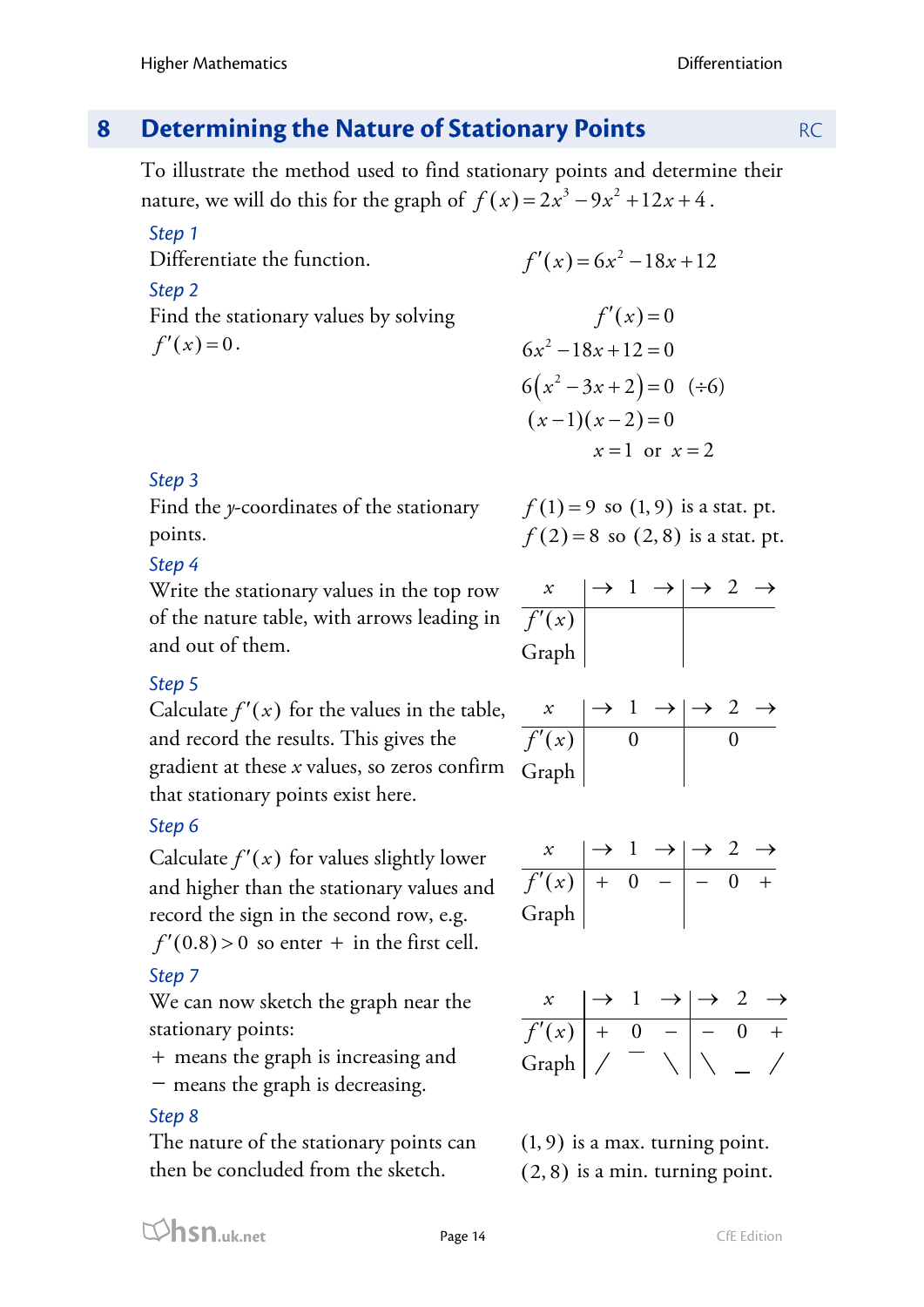## 8 Determining the Nature of Stationary Points

RC

To illustrate the method used to find stationary points and determine their nature, we will do this for the graph of $f(x) = 2x^3 - 9x^2 + 12x + 4$.

*Step 1*

Differentiate the function.

$$f'(x) = 6x^2 - 18x + 12$$

*Step 2*

Find the stationary values by solving $f'(x) = 0$.

$$\begin{aligned} f'(x) &= 0 \\ 6x^2 - 18x + 12 &= 0 \\ 6(x^2 - 3x + 2) &= 0 \quad (\div 6) \\ (x-1)(x-2) &= 0 \\ x = 1 \ \text{ or } \ x &= 2 \end{aligned}$$

*Step 3*

Find the $y$-coordinates of the stationary points.

$f(1) = 9$ so $(1, 9)$ is a stat. pt.

$f(2) = 8$ so $(2, 8)$ is a stat. pt.

*Step 4*

Write the stationary values in the top row of the nature table, with arrows leading in and out of them.

| $x$ | $\rightarrow$ | 1 | $\rightarrow$ | $\rightarrow$ | 2 | $\rightarrow$ |
|---|---|---|---|---|---|---|
| $f'(x)$ | | | | | | |
| Graph | | | | | | |

*Step 5*

Calculate $f'(x)$ for the values in the table, and record the results. This gives the gradient at these $x$ values, so zeros confirm that stationary points exist here.

| $x$ | $\rightarrow$ | 1 | $\rightarrow$ | $\rightarrow$ | 2 | $\rightarrow$ |
|---|---|---|---|---|---|---|
| $f'(x)$ | | 0 | | | 0 | |
| Graph | | | | | | |

*Step 6*

Calculate $f'(x)$ for values slightly lower and higher than the stationary values and record the sign in the second row, e.g. $f'(0.8) > 0$ so enter $+$ in the first cell.

| $x$ | $\rightarrow$ | 1 | $\rightarrow$ | $\rightarrow$ | 2 | $\rightarrow$ |
|---|---|---|---|---|---|---|
| $f'(x)$ | $+$ | 0 | $-$ | $-$ | 0 | $+$ |
| Graph | | | | | | |

*Step 7*

We can now sketch the graph near the stationary points:

$+$ means the graph is increasing and

$-$ means the graph is decreasing.

| $x$ | $\rightarrow$ | 1 | $\rightarrow$ | $\rightarrow$ | 2 | $\rightarrow$ |
|---|---|---|---|---|---|---|
| $f'(x)$ | $+$ | 0 | $-$ | $-$ | 0 | $+$ |
| Graph | / | ‾ | \ | \ | _ | / |

*Step 8*

The nature of the stationary points can then be concluded from the sketch.

$(1, 9)$ is a max. turning point.

$(2, 8)$ is a min. turning point.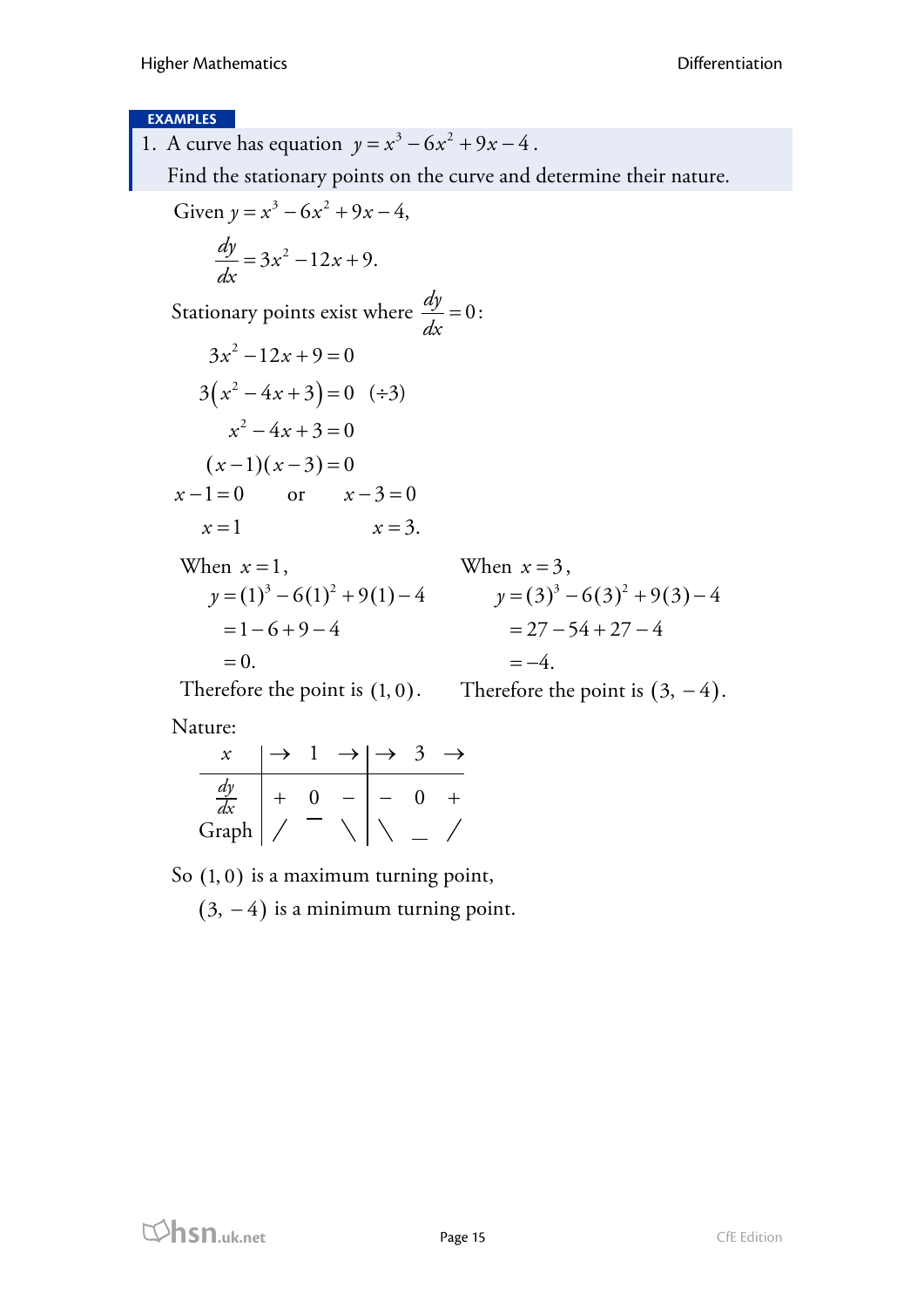**EXAMPLES**

1. A curve has equation $y = x^3 - 6x^2 + 9x - 4$.

   Find the stationary points on the curve and determine their nature.

Given $y = x^3 - 6x^2 + 9x - 4$,

$$\frac{dy}{dx} = 3x^2 - 12x + 9.$$

Stationary points exist where $\frac{dy}{dx} = 0$:

$$3x^2 - 12x + 9 = 0$$

$$3(x^2 - 4x + 3) = 0 \quad (\div 3)$$

$$x^2 - 4x + 3 = 0$$

$$(x-1)(x-3) = 0$$

$$x - 1 = 0 \quad \text{or} \quad x - 3 = 0$$

$$x = 1 \qquad\qquad x = 3.$$

When $x = 1$,

$$\begin{aligned} y &= (1)^3 - 6(1)^2 + 9(1) - 4 \\ &= 1 - 6 + 9 - 4 \\ &= 0. \end{aligned}$$

Therefore the point is $(1, 0)$.

When $x = 3$,

$$\begin{aligned} y &= (3)^3 - 6(3)^2 + 9(3) - 4 \\ &= 27 - 54 + 27 - 4 \\ &= -4. \end{aligned}$$

Therefore the point is $(3, -4)$.

Nature:

| $x$ | $\rightarrow$ | 1 | $\rightarrow$ | $\rightarrow$ | 3 | $\rightarrow$ |
|---|---|---|---|---|---|---|
| $\frac{dy}{dx}$ | + | 0 | − | − | 0 | + |
| Graph | / | ‾ | \ | \ | _ | / |

So $(1, 0)$ is a maximum turning point,

$(3, -4)$ is a minimum turning point.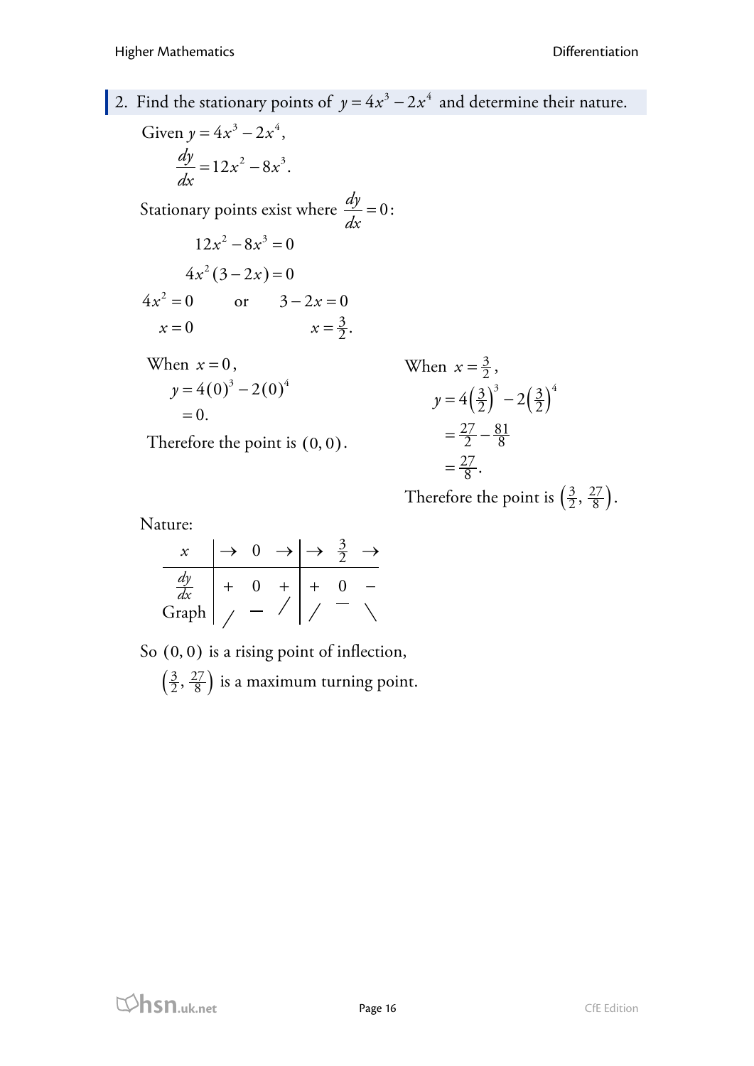2. Find the stationary points of $y = 4x^3 - 2x^4$ and determine their nature.

Given $y = 4x^3 - 2x^4$,

$$\frac{dy}{dx} = 12x^2 - 8x^3.$$

Stationary points exist where $\frac{dy}{dx} = 0$:

$$12x^2 - 8x^3 = 0$$

$$4x^2(3 - 2x) = 0$$

$4x^2 = 0$ or $3 - 2x = 0$

$x = 0$ $\qquad$ $x = \frac{3}{2}$.

When $x = 0$,

$$y = 4(0)^3 - 2(0)^4$$
$$= 0.$$

Therefore the point is $(0, 0)$.

When $x = \frac{3}{2}$,

$$y = 4\left(\tfrac{3}{2}\right)^3 - 2\left(\tfrac{3}{2}\right)^4$$
$$= \tfrac{27}{2} - \tfrac{81}{8}$$
$$= \tfrac{27}{8}.$$

Therefore the point is $\left(\frac{3}{2}, \frac{27}{8}\right)$.

Nature:

| $x$ | $\rightarrow$ | $0$ | $\rightarrow$ | $\rightarrow$ | $\frac{3}{2}$ | $\rightarrow$ |
|---|---|---|---|---|---|---|
| $\frac{dy}{dx}$ | $+$ | $0$ | $+$ | $+$ | $0$ | $-$ |
| Graph | / | — | / | / | — | \ |

So $(0, 0)$ is a rising point of inflection,

$\left(\frac{3}{2}, \frac{27}{8}\right)$ is a maximum turning point.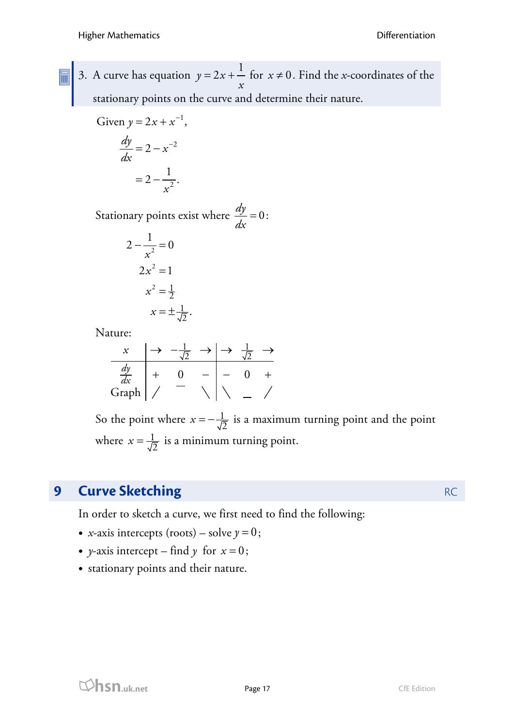3. A curve has equation $y = 2x + \frac{1}{x}$ for $x \neq 0$. Find the $x$-coordinates of the stationary points on the curve and determine their nature.

Given $y = 2x + x^{-1}$,

$$\frac{dy}{dx} = 2 - x^{-2}$$
$$= 2 - \frac{1}{x^2}.$$

Stationary points exist where $\frac{dy}{dx} = 0$:

$$2 - \frac{1}{x^2} = 0$$
$$2x^2 = 1$$
$$x^2 = \tfrac{1}{2}$$
$$x = \pm\tfrac{1}{\sqrt{2}}.$$

Nature:

| $x$ | $\rightarrow$ | $-\frac{1}{\sqrt{2}}$ | $\rightarrow$ | $\rightarrow$ | $\frac{1}{\sqrt{2}}$ | $\rightarrow$ |
|---|---|---|---|---|---|---|
| $\frac{dy}{dx}$ | $+$ | $0$ | $-$ | $-$ | $0$ | $+$ |
| Graph | / | — | \ | \ | _ | / |

So the point where $x = -\frac{1}{\sqrt{2}}$ is a maximum turning point and the point where $x = \frac{1}{\sqrt{2}}$ is a minimum turning point.

## 9 Curve Sketching

RC

In order to sketch a curve, we first need to find the following:

- $x$-axis intercepts (roots) – solve $y = 0$;
- $y$-axis intercept – find $y$ for $x = 0$;
- stationary points and their nature.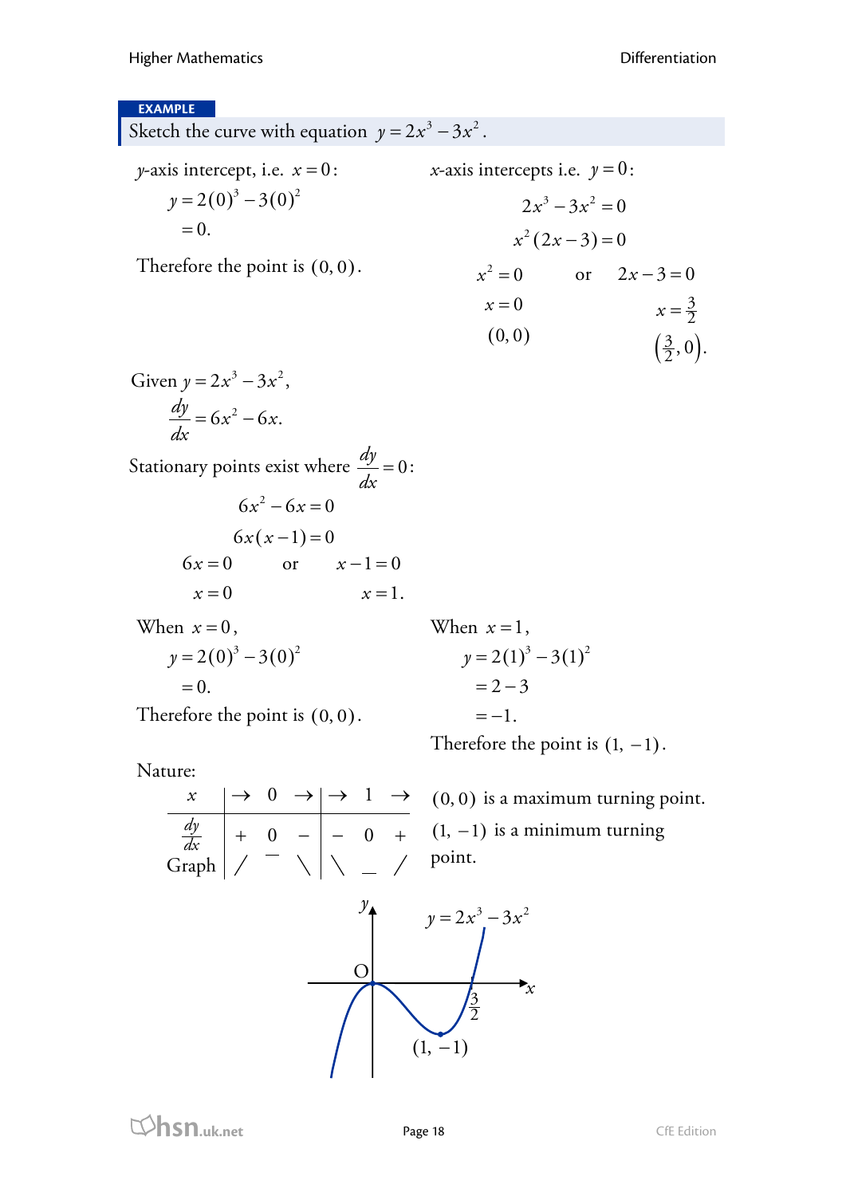**EXAMPLE**

Sketch the curve with equation $y = 2x^3 - 3x^2$.

*y*-axis intercept, i.e. $x = 0$:

$$y = 2(0)^3 - 3(0)^2$$
$$= 0.$$

Therefore the point is $(0, 0)$.

*x*-axis intercepts i.e. $y = 0$:

$$2x^3 - 3x^2 = 0$$
$$x^2(2x - 3) = 0$$

$x^2 = 0$ or $2x - 3 = 0$

$x = 0$ $\quad\quad$ $x = \frac{3}{2}$

$(0, 0)$ $\quad\quad$ $\left(\frac{3}{2}, 0\right)$.

Given $y = 2x^3 - 3x^2$,

$$\frac{dy}{dx} = 6x^2 - 6x.$$

Stationary points exist where $\frac{dy}{dx} = 0$:

$$6x^2 - 6x = 0$$
$$6x(x - 1) = 0$$

$6x = 0$ or $x - 1 = 0$

$x = 0$ $\quad\quad$ $x = 1$.

When $x = 0$,

$$y = 2(0)^3 - 3(0)^2$$
$$= 0.$$

Therefore the point is $(0, 0)$.

When $x = 1$,

$$y = 2(1)^3 - 3(1)^2$$
$$= 2 - 3$$
$$= -1.$$

Therefore the point is $(1, -1)$.

Nature:

| $x$ | $\rightarrow$ | $0$ | $\rightarrow$ | $\rightarrow$ | $1$ | $\rightarrow$ |
|---|---|---|---|---|---|---|
| $\frac{dy}{dx}$ | $+$ | $0$ | $-$ | $-$ | $0$ | $+$ |
| Graph | / | — | \ | \ | _ | / |

$(0, 0)$ is a maximum turning point.

$(1, -1)$ is a minimum turning point.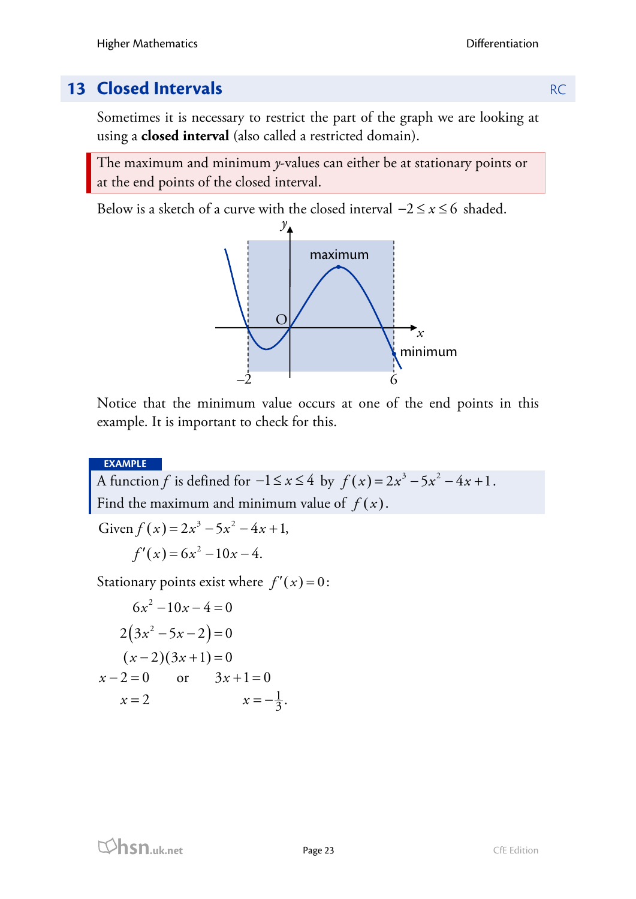## 13 Closed Intervals

Sometimes it is necessary to restrict the part of the graph we are looking at using a **closed interval** (also called a restricted domain).

The maximum and minimum $y$-values can either be at stationary points or at the end points of the closed interval.

Below is a sketch of a curve with the closed interval $-2 \leq x \leq 6$ shaded.

Notice that the minimum value occurs at one of the end points in this example. It is important to check for this.

**EXAMPLE**

A function $f$ is defined for $-1 \leq x \leq 4$ by $f(x) = 2x^3 - 5x^2 - 4x + 1$.
Find the maximum and minimum value of $f(x)$.

Given $f(x) = 2x^3 - 5x^2 - 4x + 1$,

$$f'(x) = 6x^2 - 10x - 4.$$

Stationary points exist where $f'(x) = 0$:

$$6x^2 - 10x - 4 = 0$$

$$2(3x^2 - 5x - 2) = 0$$

$$(x-2)(3x+1) = 0$$

$$x - 2 = 0 \quad \text{or} \quad 3x + 1 = 0$$

$$x = 2 \qquad\qquad x = -\tfrac{1}{3}.$$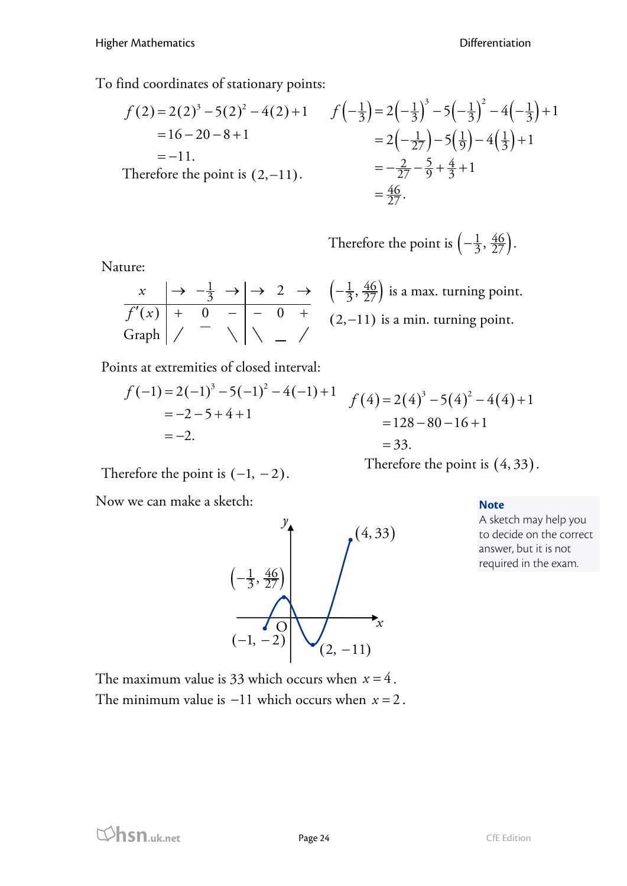To find coordinates of stationary points:

$$f(2) = 2(2)^3 - 5(2)^2 - 4(2) + 1$$
$$= 16 - 20 - 8 + 1$$
$$= -11.$$

Therefore the point is $(2, -11)$.

$$f\left(-\tfrac{1}{3}\right) = 2\left(-\tfrac{1}{3}\right)^3 - 5\left(-\tfrac{1}{3}\right)^2 - 4\left(-\tfrac{1}{3}\right) + 1$$
$$= 2\left(-\tfrac{1}{27}\right) - 5\left(\tfrac{1}{9}\right) - 4\left(\tfrac{1}{3}\right) + 1$$
$$= -\tfrac{2}{27} - \tfrac{5}{9} + \tfrac{4}{3} + 1$$
$$= \tfrac{46}{27}.$$

Therefore the point is $\left(-\tfrac{1}{3}, \tfrac{46}{27}\right)$.

Nature:

| $x$ | $\rightarrow$ | $-\frac{1}{3}$ | $\rightarrow$ | $\rightarrow$ | $2$ | $\rightarrow$ |
|---|---|---|---|---|---|---|
| $f'(x)$ | $+$ | $0$ | $-$ | $-$ | $0$ | $+$ |
| Graph | / | — | \ | \ | \_ | / |

$\left(-\tfrac{1}{3}, \tfrac{46}{27}\right)$ is a max. turning point.

$(2, -11)$ is a min. turning point.

Points at extremities of closed interval:

$$f(-1) = 2(-1)^3 - 5(-1)^2 - 4(-1) + 1$$
$$= -2 - 5 + 4 + 1$$
$$= -2.$$

Therefore the point is $(-1, -2)$.

$$f(4) = 2(4)^3 - 5(4)^2 - 4(4) + 1$$
$$= 128 - 80 - 16 + 1$$
$$= 33.$$

Therefore the point is $(4, 33)$.

Now we can make a sketch:

**Note**
A sketch may help you to decide on the correct answer, but it is not required in the exam.

The maximum value is 33 which occurs when $x = 4$.
The minimum value is $-11$ which occurs when $x = 2$.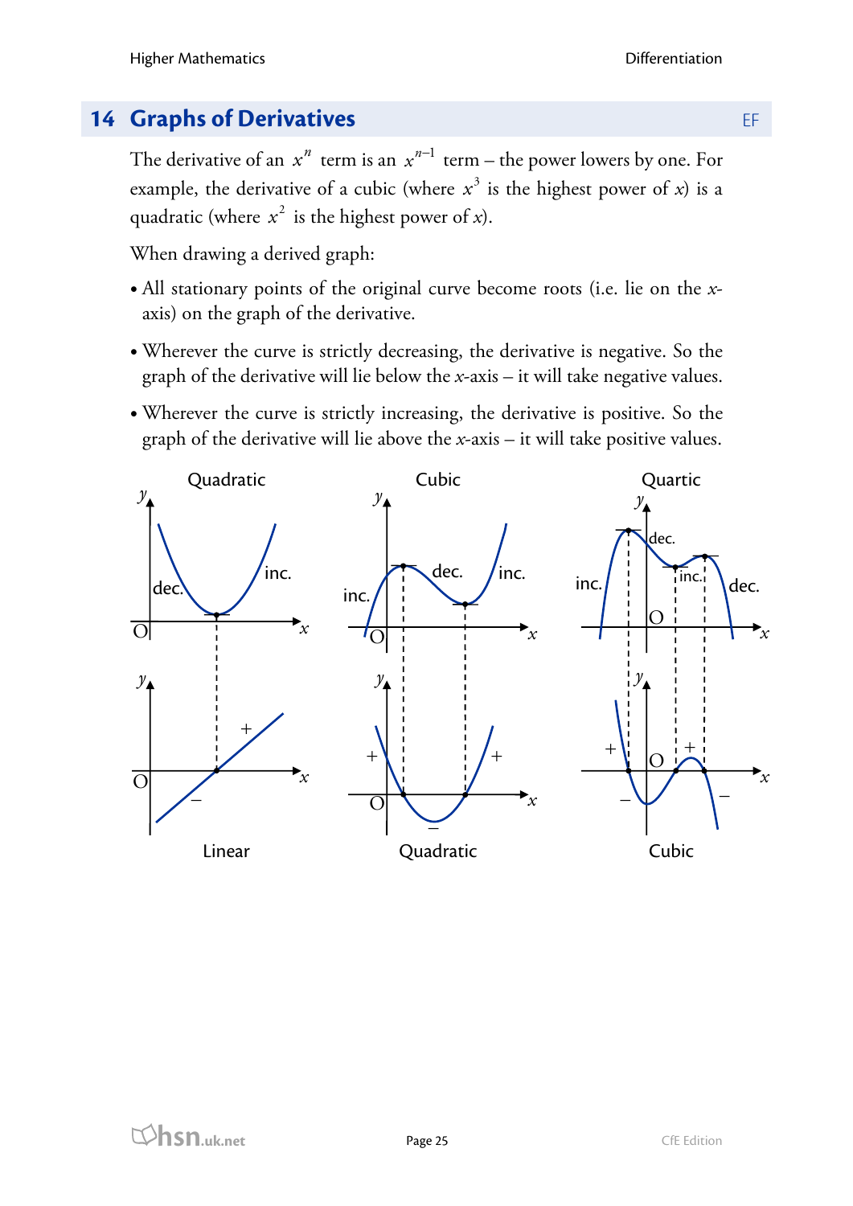## 14 Graphs of Derivatives

The derivative of an $x^n$ term is an $x^{n-1}$ term – the power lowers by one. For example, the derivative of a cubic (where $x^3$ is the highest power of $x$) is a quadratic (where $x^2$ is the highest power of $x$).

When drawing a derived graph:

- All stationary points of the original curve become roots (i.e. lie on the $x$-axis) on the graph of the derivative.
- Wherever the curve is strictly decreasing, the derivative is negative. So the graph of the derivative will lie below the $x$-axis – it will take negative values.
- Wherever the curve is strictly increasing, the derivative is positive. So the graph of the derivative will lie above the $x$-axis – it will take positive values.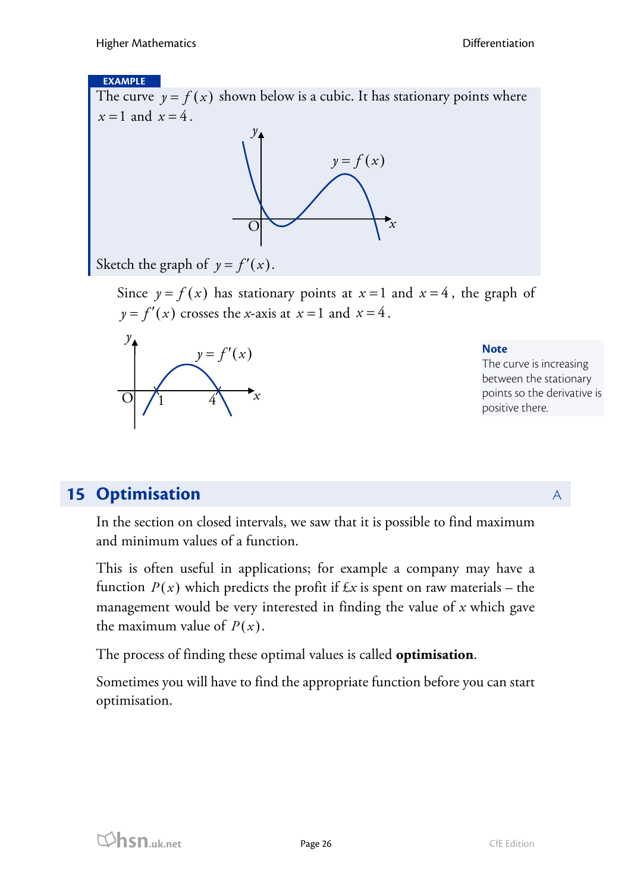**EXAMPLE**

The curve $y = f(x)$ shown below is a cubic. It has stationary points where $x = 1$ and $x = 4$.

Sketch the graph of $y = f'(x)$.

Since $y = f(x)$ has stationary points at $x = 1$ and $x = 4$, the graph of $y = f'(x)$ crosses the $x$-axis at $x = 1$ and $x = 4$.

**Note**

The curve is increasing between the stationary points so the derivative is positive there.

## 15 Optimisation

In the section on closed intervals, we saw that it is possible to find maximum and minimum values of a function.

This is often useful in applications; for example a company may have a function $P(x)$ which predicts the profit if £$x$ is spent on raw materials – the management would be very interested in finding the value of $x$ which gave the maximum value of $P(x)$.

The process of finding these optimal values is called **optimisation**.

Sometimes you will have to find the appropriate function before you can start optimisation.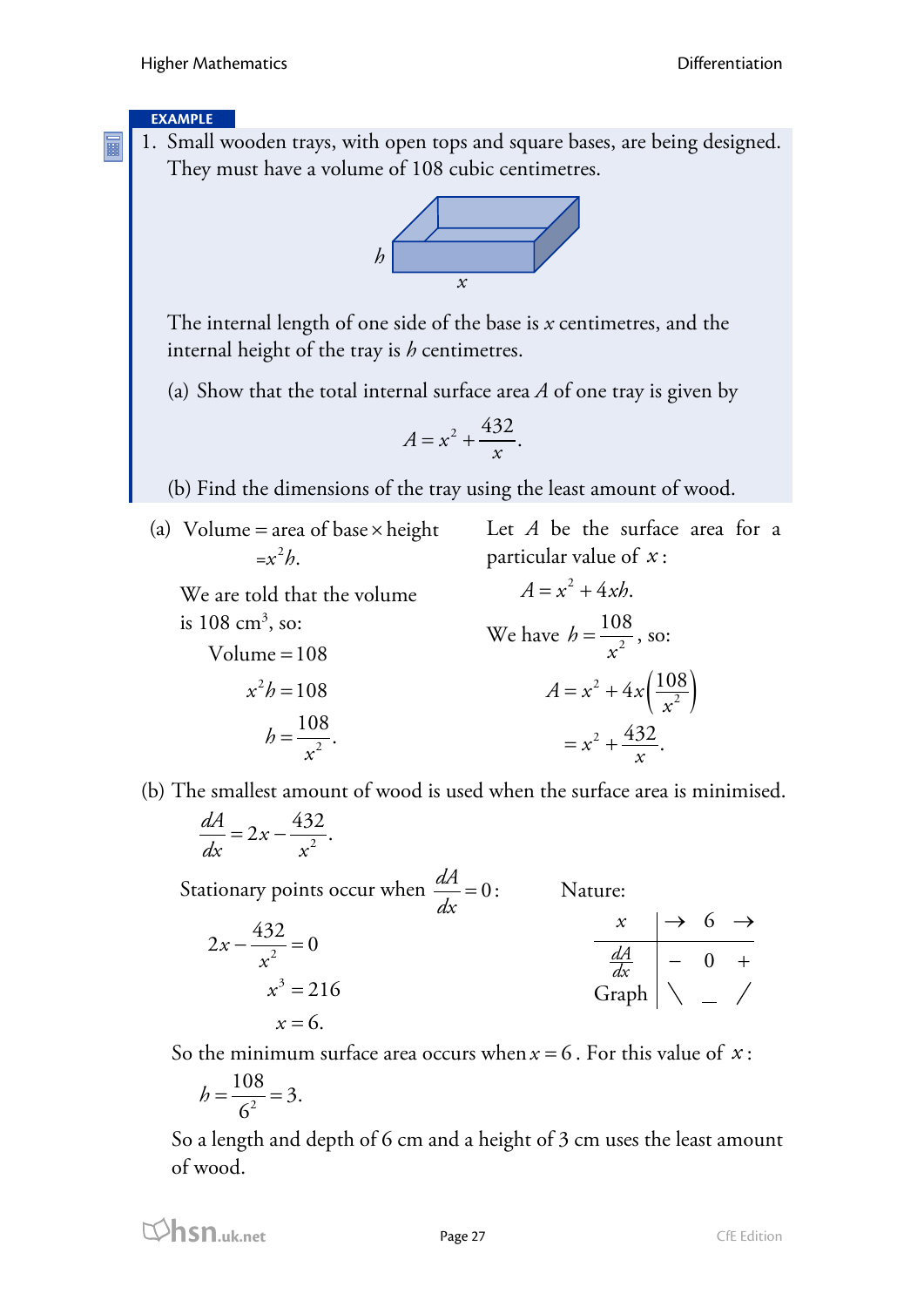**EXAMPLE**

1. Small wooden trays, with open tops and square bases, are being designed. They must have a volume of 108 cubic centimetres.

The internal length of one side of the base is $x$ centimetres, and the internal height of the tray is $h$ centimetres.

(a) Show that the total internal surface area $A$ of one tray is given by

$$A = x^2 + \frac{432}{x}.$$

(b) Find the dimensions of the tray using the least amount of wood.

(a) Volume = area of base × height

$$= x^2 h.$$

We are told that the volume is 108 cm$^3$, so:

$$\text{Volume} = 108$$
$$x^2 h = 108$$
$$h = \frac{108}{x^2}.$$

Let $A$ be the surface area for a particular value of $x$:

$$A = x^2 + 4xh.$$

We have $h = \frac{108}{x^2}$, so:

$$A = x^2 + 4x\left(\frac{108}{x^2}\right)$$
$$= x^2 + \frac{432}{x}.$$

(b) The smallest amount of wood is used when the surface area is minimised.

$$\frac{dA}{dx} = 2x - \frac{432}{x^2}.$$

Stationary points occur when $\frac{dA}{dx} = 0$:

$$2x - \frac{432}{x^2} = 0$$
$$x^3 = 216$$
$$x = 6.$$

Nature:

| $x$ | $\rightarrow$ | 6 | $\rightarrow$ |
|---|---|---|---|
| $\frac{dA}{dx}$ | $-$ | 0 | $+$ |
| Graph | ╲ | _ | ╱ |

So the minimum surface area occurs when $x = 6$. For this value of $x$:

$$h = \frac{108}{6^2} = 3.$$

So a length and depth of 6 cm and a height of 3 cm uses the least amount of wood.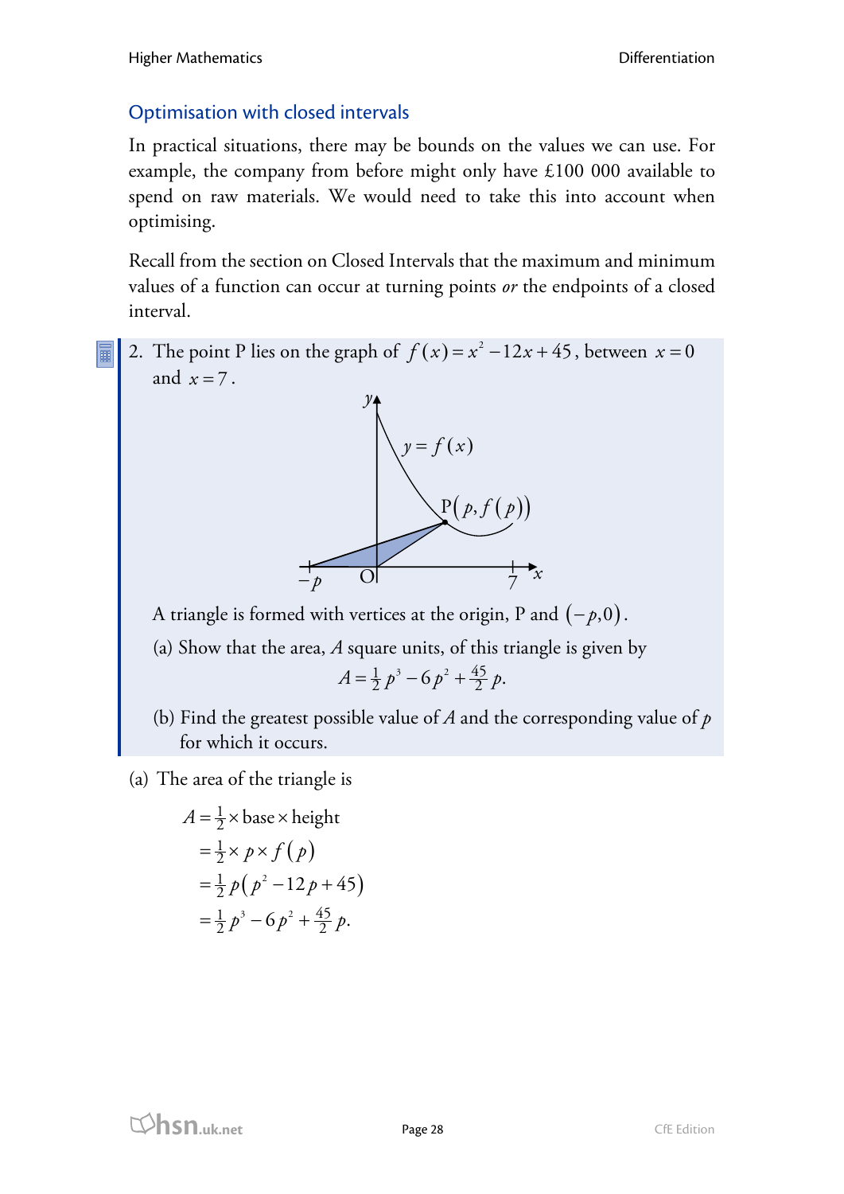## Optimisation with closed intervals

In practical situations, there may be bounds on the values we can use. For example, the company from before might only have £100 000 available to spend on raw materials. We would need to take this into account when optimising.

Recall from the section on Closed Intervals that the maximum and minimum values of a function can occur at turning points *or* the endpoints of a closed interval.

2. The point P lies on the graph of $f(x) = x^2 - 12x + 45$, between $x = 0$ and $x = 7$.

   A triangle is formed with vertices at the origin, P and $(-p, 0)$.

   (a) Show that the area, $A$ square units, of this triangle is given by
   $$A = \tfrac{1}{2}p^3 - 6p^2 + \tfrac{45}{2}p.$$

   (b) Find the greatest possible value of $A$ and the corresponding value of $p$ for which it occurs.

(a) The area of the triangle is

$$\begin{aligned}
A &= \tfrac{1}{2} \times \text{base} \times \text{height} \\
&= \tfrac{1}{2} \times p \times f(p) \\
&= \tfrac{1}{2}p\left(p^2 - 12p + 45\right) \\
&= \tfrac{1}{2}p^3 - 6p^2 + \tfrac{45}{2}p.
\end{aligned}$$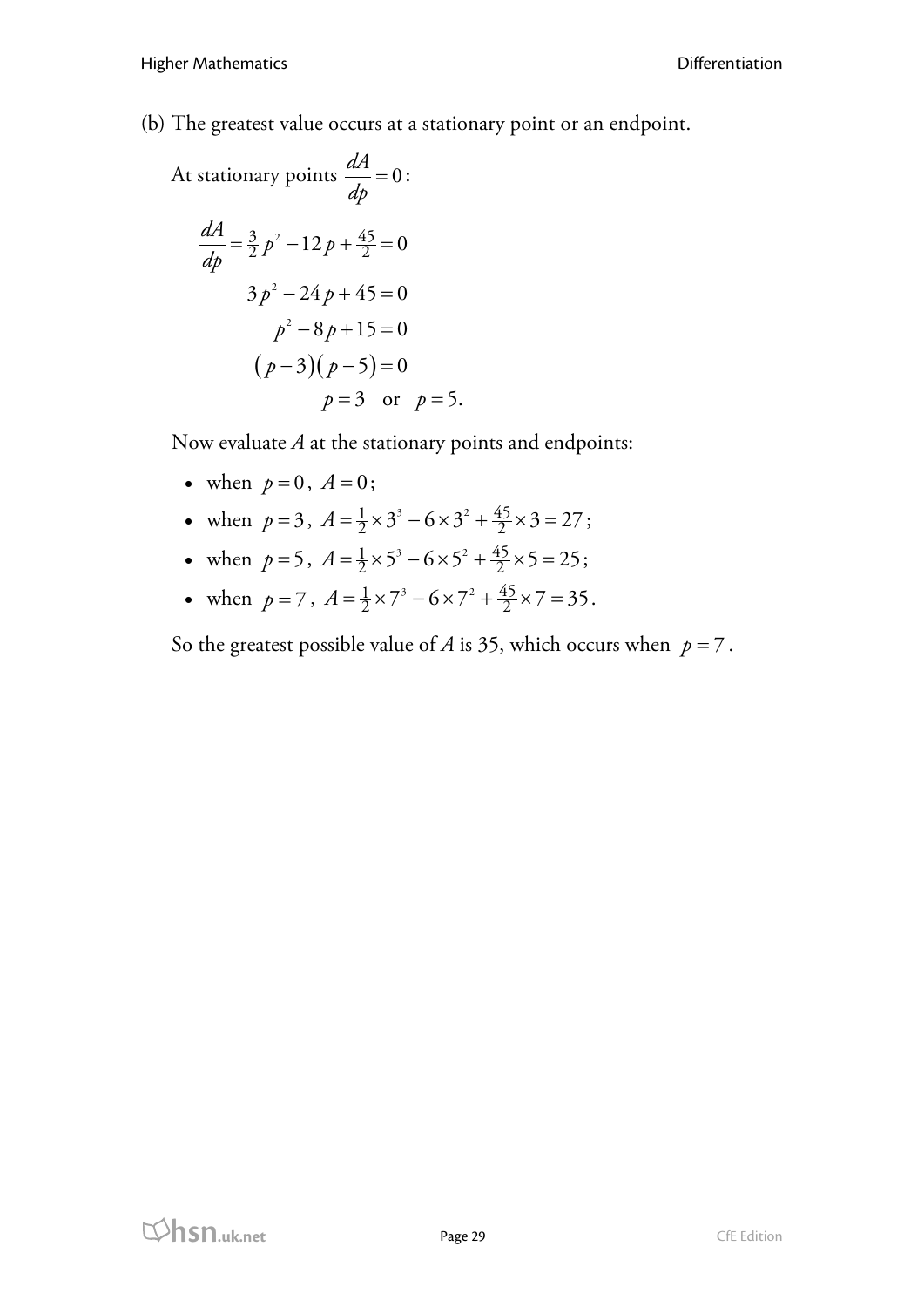(b) The greatest value occurs at a stationary point or an endpoint.

At stationary points $\frac{dA}{dp} = 0$:

$$\begin{aligned}
\frac{dA}{dp} = \tfrac{3}{2}p^2 - 12p + \tfrac{45}{2} &= 0 \\
3p^2 - 24p + 45 &= 0 \\
p^2 - 8p + 15 &= 0 \\
(p-3)(p-5) &= 0 \\
p = 3 \quad \text{or} \quad p &= 5.
\end{aligned}$$

Now evaluate $A$ at the stationary points and endpoints:

- when $p = 0$, $A = 0$;
- when $p = 3$, $A = \frac{1}{2} \times 3^3 - 6 \times 3^2 + \frac{45}{2} \times 3 = 27$;
- when $p = 5$, $A = \frac{1}{2} \times 5^3 - 6 \times 5^2 + \frac{45}{2} \times 5 = 25$;
- when $p = 7$, $A = \frac{1}{2} \times 7^3 - 6 \times 7^2 + \frac{45}{2} \times 7 = 35$.

So the greatest possible value of $A$ is 35, which occurs when $p = 7$.